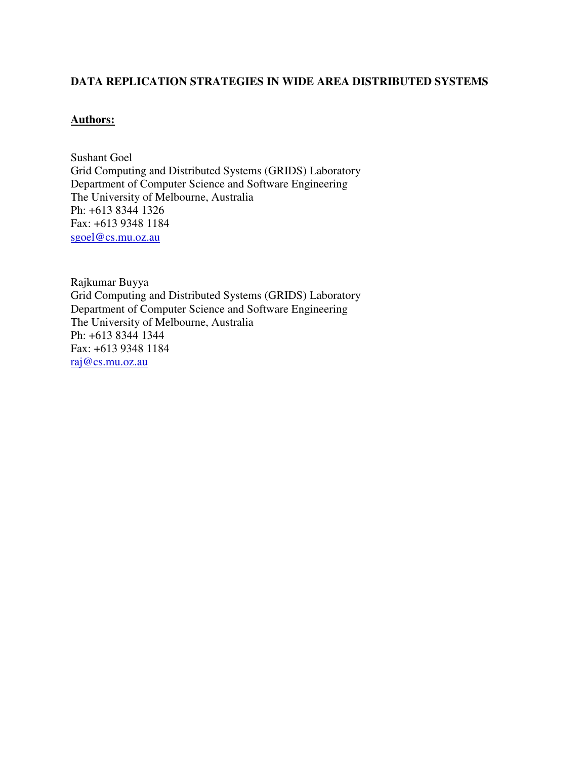**DATA REPLICATION STRATEGIES IN WIDE AREA DISTRIBUTED SYSTEMS**

**Authors:**

Sushant Goel
Grid Computing and Distributed Systems (GRIDS) Laboratory
Department of Computer Science and Software Engineering
The University of Melbourne, Australia
Ph: +613 8344 1326
Fax: +613 9348 1184
sgoel@cs.mu.oz.au

Rajkumar Buyya
Grid Computing and Distributed Systems (GRIDS) Laboratory
Department of Computer Science and Software Engineering
The University of Melbourne, Australia
Ph: +613 8344 1344
Fax: +613 9348 1184
raj@cs.mu.oz.au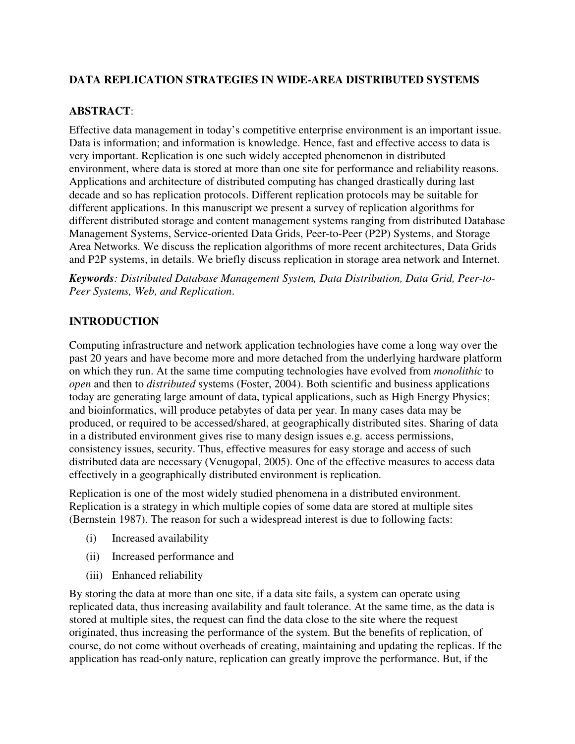**DATA REPLICATION STRATEGIES IN WIDE-AREA DISTRIBUTED SYSTEMS**

**ABSTRACT**:

Effective data management in today's competitive enterprise environment is an important issue. Data is information; and information is knowledge. Hence, fast and effective access to data is very important. Replication is one such widely accepted phenomenon in distributed environment, where data is stored at more than one site for performance and reliability reasons. Applications and architecture of distributed computing has changed drastically during last decade and so has replication protocols. Different replication protocols may be suitable for different applications. In this manuscript we present a survey of replication algorithms for different distributed storage and content management systems ranging from distributed Database Management Systems, Service-oriented Data Grids, Peer-to-Peer (P2P) Systems, and Storage Area Networks. We discuss the replication algorithms of more recent architectures, Data Grids and P2P systems, in details. We briefly discuss replication in storage area network and Internet.

***Keywords**: Distributed Database Management System, Data Distribution, Data Grid, Peer-to-Peer Systems, Web, and Replication*.

## INTRODUCTION

Computing infrastructure and network application technologies have come a long way over the past 20 years and have become more and more detached from the underlying hardware platform on which they run. At the same time computing technologies have evolved from *monolithic* to *open* and then to *distributed* systems (Foster, 2004). Both scientific and business applications today are generating large amount of data, typical applications, such as High Energy Physics; and bioinformatics, will produce petabytes of data per year. In many cases data may be produced, or required to be accessed/shared, at geographically distributed sites. Sharing of data in a distributed environment gives rise to many design issues e.g. access permissions, consistency issues, security. Thus, effective measures for easy storage and access of such distributed data are necessary (Venugopal, 2005). One of the effective measures to access data effectively in a geographically distributed environment is replication.

Replication is one of the most widely studied phenomena in a distributed environment. Replication is a strategy in which multiple copies of some data are stored at multiple sites (Bernstein 1987). The reason for such a widespread interest is due to following facts:

(i) Increased availability

(ii) Increased performance and

(iii) Enhanced reliability

By storing the data at more than one site, if a data site fails, a system can operate using replicated data, thus increasing availability and fault tolerance. At the same time, as the data is stored at multiple sites, the request can find the data close to the site where the request originated, thus increasing the performance of the system. But the benefits of replication, of course, do not come without overheads of creating, maintaining and updating the replicas. If the application has read-only nature, replication can greatly improve the performance. But, if the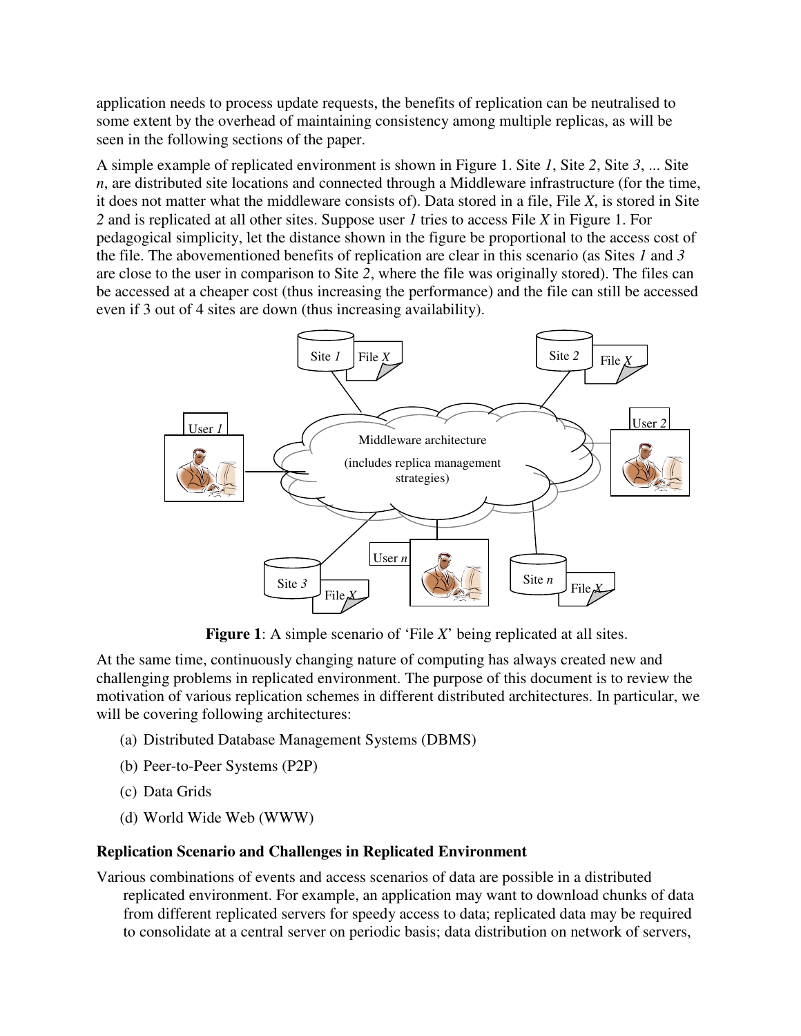application needs to process update requests, the benefits of replication can be neutralised to some extent by the overhead of maintaining consistency among multiple replicas, as will be seen in the following sections of the paper.

A simple example of replicated environment is shown in Figure 1. Site *1*, Site *2*, Site *3*, ... Site *n*, are distributed site locations and connected through a Middleware infrastructure (for the time, it does not matter what the middleware consists of). Data stored in a file, File *X*, is stored in Site *2* and is replicated at all other sites. Suppose user *1* tries to access File *X* in Figure 1. For pedagogical simplicity, let the distance shown in the figure be proportional to the access cost of the file. The abovementioned benefits of replication are clear in this scenario (as Sites *1* and *3* are close to the user in comparison to Site *2*, where the file was originally stored). The files can be accessed at a cheaper cost (thus increasing the performance) and the file can still be accessed even if 3 out of 4 sites are down (thus increasing availability).

**Figure 1**: A simple scenario of 'File *X*' being replicated at all sites.

At the same time, continuously changing nature of computing has always created new and challenging problems in replicated environment. The purpose of this document is to review the motivation of various replication schemes in different distributed architectures. In particular, we will be covering following architectures:

(a) Distributed Database Management Systems (DBMS)

(b) Peer-to-Peer Systems (P2P)

(c) Data Grids

(d) World Wide Web (WWW)

**Replication Scenario and Challenges in Replicated Environment**

Various combinations of events and access scenarios of data are possible in a distributed replicated environment. For example, an application may want to download chunks of data from different replicated servers for speedy access to data; replicated data may be required to consolidate at a central server on periodic basis; data distribution on network of servers,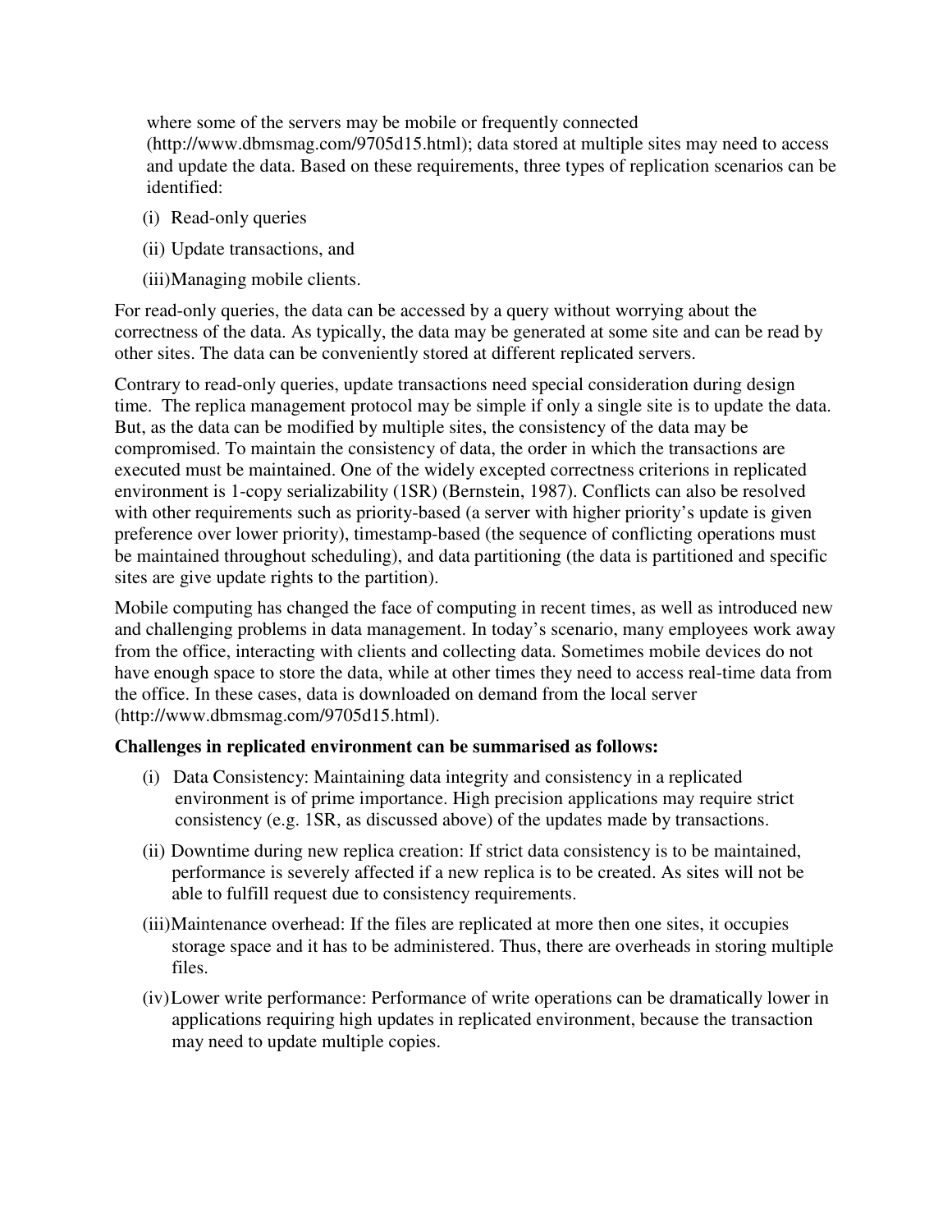where some of the servers may be mobile or frequently connected (http://www.dbmsmag.com/9705d15.html); data stored at multiple sites may need to access and update the data. Based on these requirements, three types of replication scenarios can be identified:

(i) Read-only queries

(ii) Update transactions, and

(iii) Managing mobile clients.

For read-only queries, the data can be accessed by a query without worrying about the correctness of the data. As typically, the data may be generated at some site and can be read by other sites. The data can be conveniently stored at different replicated servers.

Contrary to read-only queries, update transactions need special consideration during design time. The replica management protocol may be simple if only a single site is to update the data. But, as the data can be modified by multiple sites, the consistency of the data may be compromised. To maintain the consistency of data, the order in which the transactions are executed must be maintained. One of the widely excepted correctness criterions in replicated environment is 1-copy serializability (1SR) (Bernstein, 1987). Conflicts can also be resolved with other requirements such as priority-based (a server with higher priority's update is given preference over lower priority), timestamp-based (the sequence of conflicting operations must be maintained throughout scheduling), and data partitioning (the data is partitioned and specific sites are give update rights to the partition).

Mobile computing has changed the face of computing in recent times, as well as introduced new and challenging problems in data management. In today's scenario, many employees work away from the office, interacting with clients and collecting data. Sometimes mobile devices do not have enough space to store the data, while at other times they need to access real-time data from the office. In these cases, data is downloaded on demand from the local server (http://www.dbmsmag.com/9705d15.html).

**Challenges in replicated environment can be summarised as follows:**

(i) Data Consistency: Maintaining data integrity and consistency in a replicated environment is of prime importance. High precision applications may require strict consistency (e.g. 1SR, as discussed above) of the updates made by transactions.

(ii) Downtime during new replica creation: If strict data consistency is to be maintained, performance is severely affected if a new replica is to be created. As sites will not be able to fulfill request due to consistency requirements.

(iii) Maintenance overhead: If the files are replicated at more then one sites, it occupies storage space and it has to be administered. Thus, there are overheads in storing multiple files.

(iv) Lower write performance: Performance of write operations can be dramatically lower in applications requiring high updates in replicated environment, because the transaction may need to update multiple copies.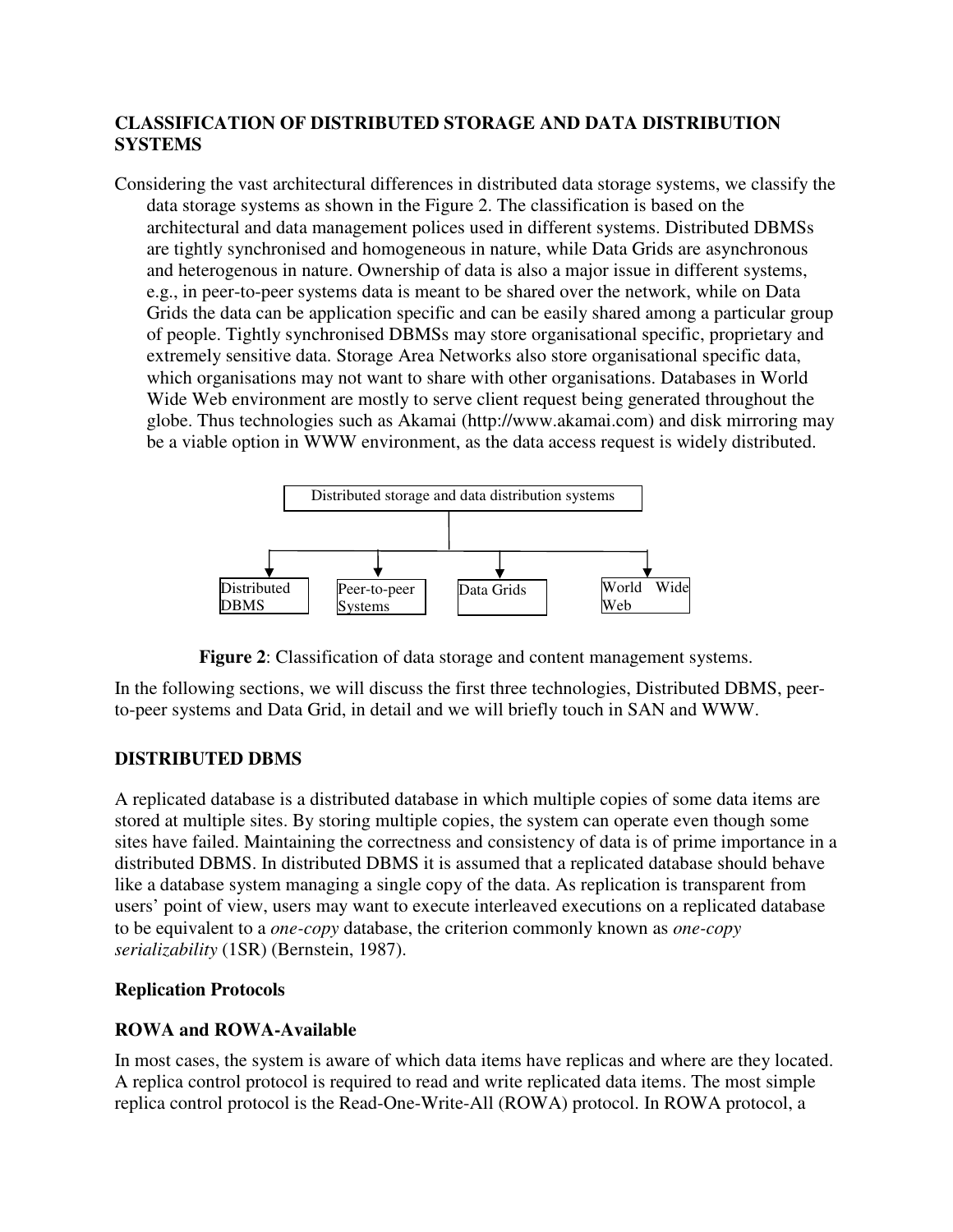## CLASSIFICATION OF DISTRIBUTED STORAGE AND DATA DISTRIBUTION SYSTEMS

Considering the vast architectural differences in distributed data storage systems, we classify the data storage systems as shown in the Figure 2. The classification is based on the architectural and data management polices used in different systems. Distributed DBMSs are tightly synchronised and homogeneous in nature, while Data Grids are asynchronous and heterogenous in nature. Ownership of data is also a major issue in different systems, e.g., in peer-to-peer systems data is meant to be shared over the network, while on Data Grids the data can be application specific and can be easily shared among a particular group of people. Tightly synchronised DBMSs may store organisational specific, proprietary and extremely sensitive data. Storage Area Networks also store organisational specific data, which organisations may not want to share with other organisations. Databases in World Wide Web environment are mostly to serve client request being generated throughout the globe. Thus technologies such as Akamai (http://www.akamai.com) and disk mirroring may be a viable option in WWW environment, as the data access request is widely distributed.

Distributed storage and data distribution systems

- Distributed DBMS
- Peer-to-peer Systems
- Data Grids
- World Wide Web

**Figure 2**: Classification of data storage and content management systems.

In the following sections, we will discuss the first three technologies, Distributed DBMS, peer-to-peer systems and Data Grid, in detail and we will briefly touch in SAN and WWW.

## DISTRIBUTED DBMS

A replicated database is a distributed database in which multiple copies of some data items are stored at multiple sites. By storing multiple copies, the system can operate even though some sites have failed. Maintaining the correctness and consistency of data is of prime importance in a distributed DBMS. In distributed DBMS it is assumed that a replicated database should behave like a database system managing a single copy of the data. As replication is transparent from users' point of view, users may want to execute interleaved executions on a replicated database to be equivalent to a *one-copy* database, the criterion commonly known as *one-copy serializability* (1SR) (Bernstein, 1987).

### Replication Protocols

### ROWA and ROWA-Available

In most cases, the system is aware of which data items have replicas and where are they located. A replica control protocol is required to read and write replicated data items. The most simple replica control protocol is the Read-One-Write-All (ROWA) protocol. In ROWA protocol, a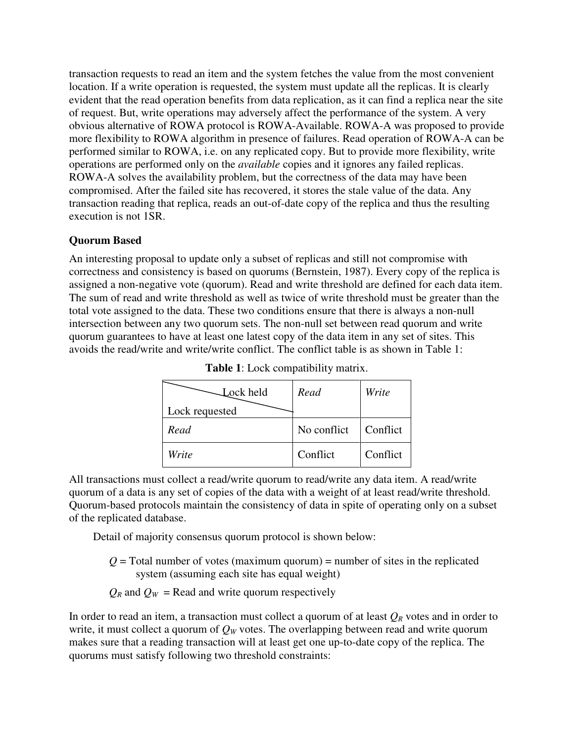transaction requests to read an item and the system fetches the value from the most convenient location. If a write operation is requested, the system must update all the replicas. It is clearly evident that the read operation benefits from data replication, as it can find a replica near the site of request. But, write operations may adversely affect the performance of the system. A very obvious alternative of ROWA protocol is ROWA-Available. ROWA-A was proposed to provide more flexibility to ROWA algorithm in presence of failures. Read operation of ROWA-A can be performed similar to ROWA, i.e. on any replicated copy. But to provide more flexibility, write operations are performed only on the *available* copies and it ignores any failed replicas. ROWA-A solves the availability problem, but the correctness of the data may have been compromised. After the failed site has recovered, it stores the stale value of the data. Any transaction reading that replica, reads an out-of-date copy of the replica and thus the resulting execution is not 1SR.

### Quorum Based

An interesting proposal to update only a subset of replicas and still not compromise with correctness and consistency is based on quorums (Bernstein, 1987). Every copy of the replica is assigned a non-negative vote (quorum). Read and write threshold are defined for each data item. The sum of read and write threshold as well as twice of write threshold must be greater than the total vote assigned to the data. These two conditions ensure that there is always a non-null intersection between any two quorum sets. The non-null set between read quorum and write quorum guarantees to have at least one latest copy of the data item in any set of sites. This avoids the read/write and write/write conflict. The conflict table is as shown in Table 1:

**Table 1**: Lock compatibility matrix.

| Lock requested \ Lock held | *Read* | *Write* |
|---|---|---|
| *Read* | No conflict | Conflict |
| *Write* | Conflict | Conflict |

All transactions must collect a read/write quorum to read/write any data item. A read/write quorum of a data is any set of copies of the data with a weight of at least read/write threshold. Quorum-based protocols maintain the consistency of data in spite of operating only on a subset of the replicated database.

Detail of majority consensus quorum protocol is shown below:

$Q$ = Total number of votes (maximum quorum) = number of sites in the replicated system (assuming each site has equal weight)

$Q_R$ and $Q_W$ = Read and write quorum respectively

In order to read an item, a transaction must collect a quorum of at least $Q_R$ votes and in order to write, it must collect a quorum of $Q_W$ votes. The overlapping between read and write quorum makes sure that a reading transaction will at least get one up-to-date copy of the replica. The quorums must satisfy following two threshold constraints: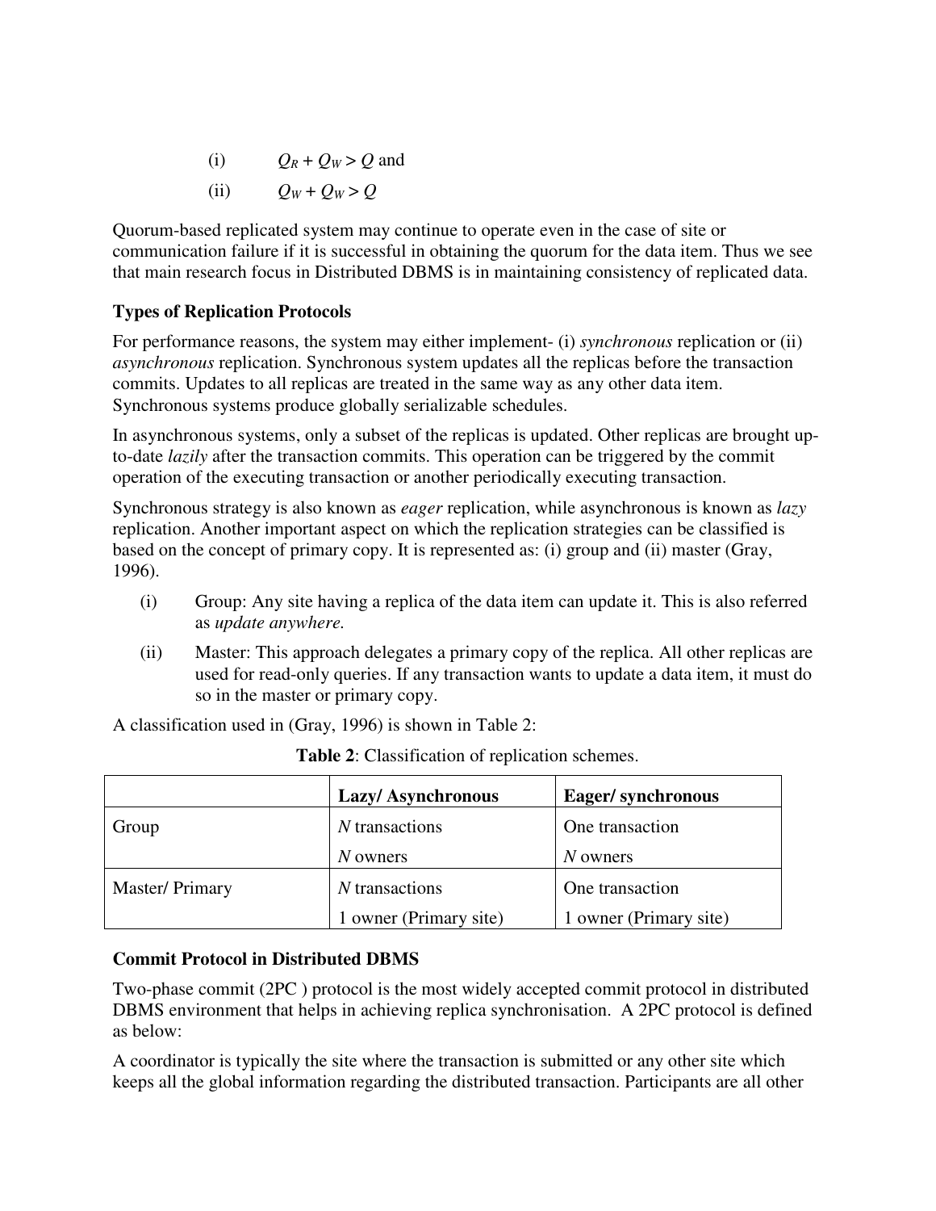(i) $Q_R + Q_W > Q$ and

(ii) $Q_W + Q_W > Q$

Quorum-based replicated system may continue to operate even in the case of site or communication failure if it is successful in obtaining the quorum for the data item. Thus we see that main research focus in Distributed DBMS is in maintaining consistency of replicated data.

**Types of Replication Protocols**

For performance reasons, the system may either implement- (i) *synchronous* replication or (ii) *asynchronous* replication. Synchronous system updates all the replicas before the transaction commits. Updates to all replicas are treated in the same way as any other data item. Synchronous systems produce globally serializable schedules.

In asynchronous systems, only a subset of the replicas is updated. Other replicas are brought up-to-date *lazily* after the transaction commits. This operation can be triggered by the commit operation of the executing transaction or another periodically executing transaction.

Synchronous strategy is also known as *eager* replication, while asynchronous is known as *lazy* replication. Another important aspect on which the replication strategies can be classified is based on the concept of primary copy. It is represented as: (i) group and (ii) master (Gray, 1996).

(i) Group: Any site having a replica of the data item can update it. This is also referred as *update anywhere.*

(ii) Master: This approach delegates a primary copy of the replica. All other replicas are used for read-only queries. If any transaction wants to update a data item, it must do so in the master or primary copy.

A classification used in (Gray, 1996) is shown in Table 2:

**Table 2**: Classification of replication schemes.

| | **Lazy/ Asynchronous** | **Eager/ synchronous** |
|---|---|---|
| Group | *N* transactions<br>*N* owners | One transaction<br>*N* owners |
| Master/ Primary | *N* transactions<br>1 owner (Primary site) | One transaction<br>1 owner (Primary site) |

**Commit Protocol in Distributed DBMS**

Two-phase commit (2PC ) protocol is the most widely accepted commit protocol in distributed DBMS environment that helps in achieving replica synchronisation. A 2PC protocol is defined as below:

A coordinator is typically the site where the transaction is submitted or any other site which keeps all the global information regarding the distributed transaction. Participants are all other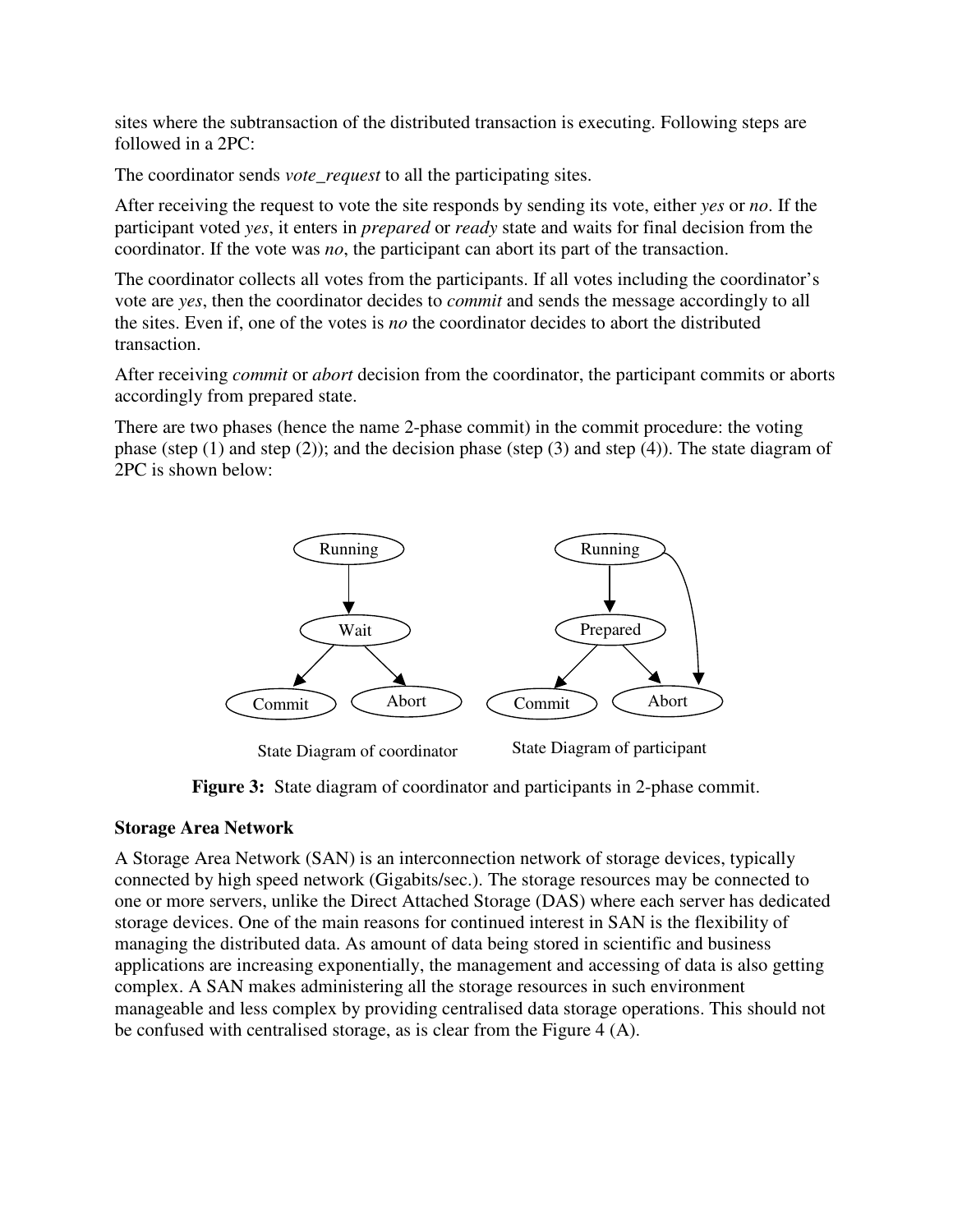sites where the subtransaction of the distributed transaction is executing. Following steps are followed in a 2PC:

The coordinator sends *vote_request* to all the participating sites.

After receiving the request to vote the site responds by sending its vote, either *yes* or *no*. If the participant voted *yes*, it enters in *prepared* or *ready* state and waits for final decision from the coordinator. If the vote was *no*, the participant can abort its part of the transaction.

The coordinator collects all votes from the participants. If all votes including the coordinator's vote are *yes*, then the coordinator decides to *commit* and sends the message accordingly to all the sites. Even if, one of the votes is *no* the coordinator decides to abort the distributed transaction.

After receiving *commit* or *abort* decision from the coordinator, the participant commits or aborts accordingly from prepared state.

There are two phases (hence the name 2-phase commit) in the commit procedure: the voting phase (step (1) and step (2)); and the decision phase (step (3) and step (4)). The state diagram of 2PC is shown below:

State Diagram of coordinator

State Diagam of participant

**Figure 3:** State diagram of coordinator and participants in 2-phase commit.

**Storage Area Network**

A Storage Area Network (SAN) is an interconnection network of storage devices, typically connected by high speed network (Gigabits/sec.). The storage resources may be connected to one or more servers, unlike the Direct Attached Storage (DAS) where each server has dedicated storage devices. One of the main reasons for continued interest in SAN is the flexibility of managing the distributed data. As amount of data being stored in scientific and business applications are increasing exponentially, the management and accessing of data is also getting complex. A SAN makes administering all the storage resources in such environment manageable and less complex by providing centralised data storage operations. This should not be confused with centralised storage, as is clear from the Figure 4 (A).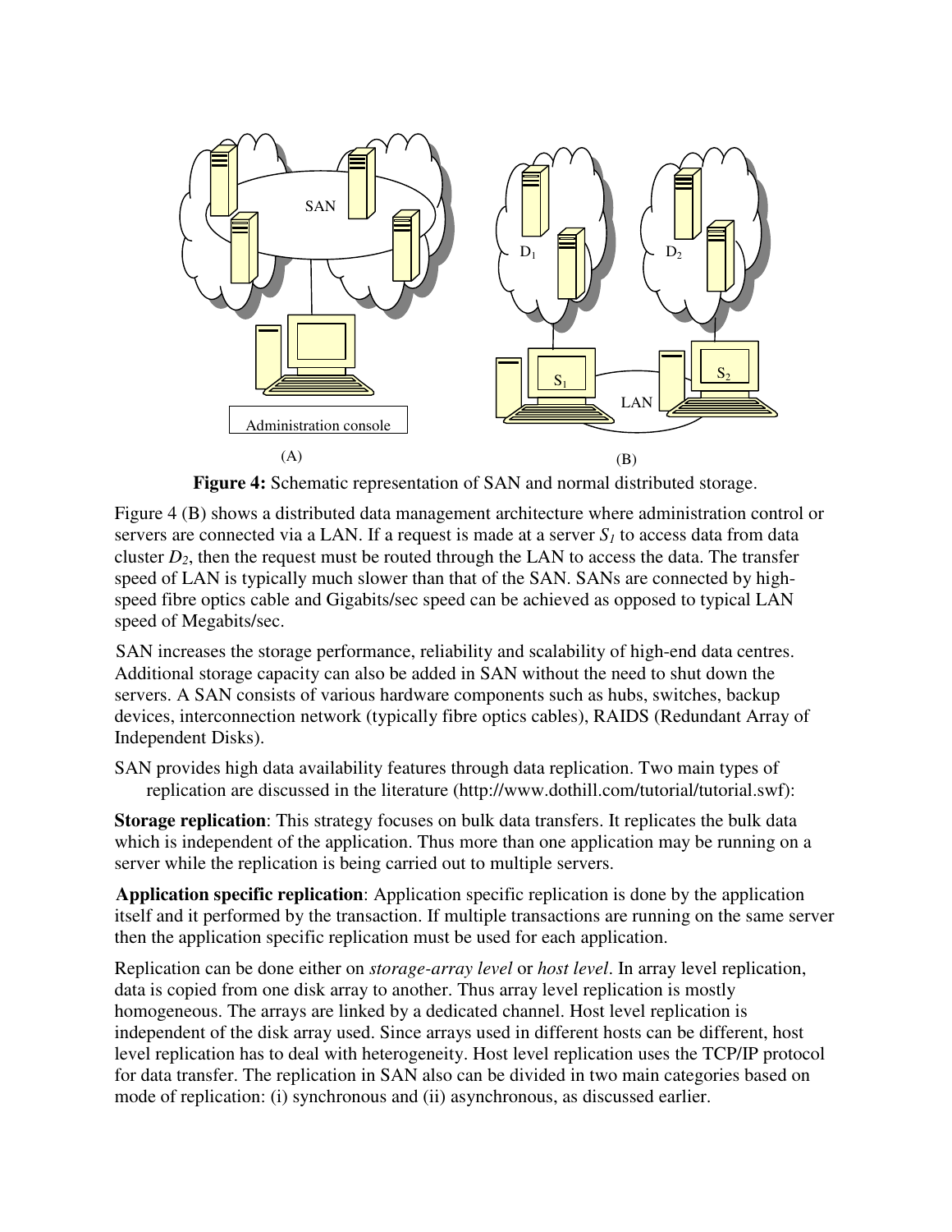**Figure 4:** Schematic representation of SAN and normal distributed storage.

Figure 4 (B) shows a distributed data management architecture where administration control or servers are connected via a LAN. If a request is made at a server $S_1$ to access data from data cluster $D_2$, then the request must be routed through the LAN to access the data. The transfer speed of LAN is typically much slower than that of the SAN. SANs are connected by high-speed fibre optics cable and Gigabits/sec speed can be achieved as opposed to typical LAN speed of Megabits/sec.

SAN increases the storage performance, reliability and scalability of high-end data centres. Additional storage capacity can also be added in SAN without the need to shut down the servers. A SAN consists of various hardware components such as hubs, switches, backup devices, interconnection network (typically fibre optics cables), RAIDS (Redundant Array of Independent Disks).

SAN provides high data availability features through data replication. Two main types of replication are discussed in the literature (http://www.dothill.com/tutorial/tutorial.swf):

**Storage replication**: This strategy focuses on bulk data transfers. It replicates the bulk data which is independent of the application. Thus more than one application may be running on a server while the replication is being carried out to multiple servers.

**Application specific replication**: Application specific replication is done by the application itself and it performed by the transaction. If multiple transactions are running on the same server then the application specific replication must be used for each application.

Replication can be done either on *storage-array level* or *host level*. In array level replication, data is copied from one disk array to another. Thus array level replication is mostly homogeneous. The arrays are linked by a dedicated channel. Host level replication is independent of the disk array used. Since arrays used in different hosts can be different, host level replication has to deal with heterogeneity. Host level replication uses the TCP/IP protocol for data transfer. The replication in SAN also can be divided in two main categories based on mode of replication: (i) synchronous and (ii) asynchronous, as discussed earlier.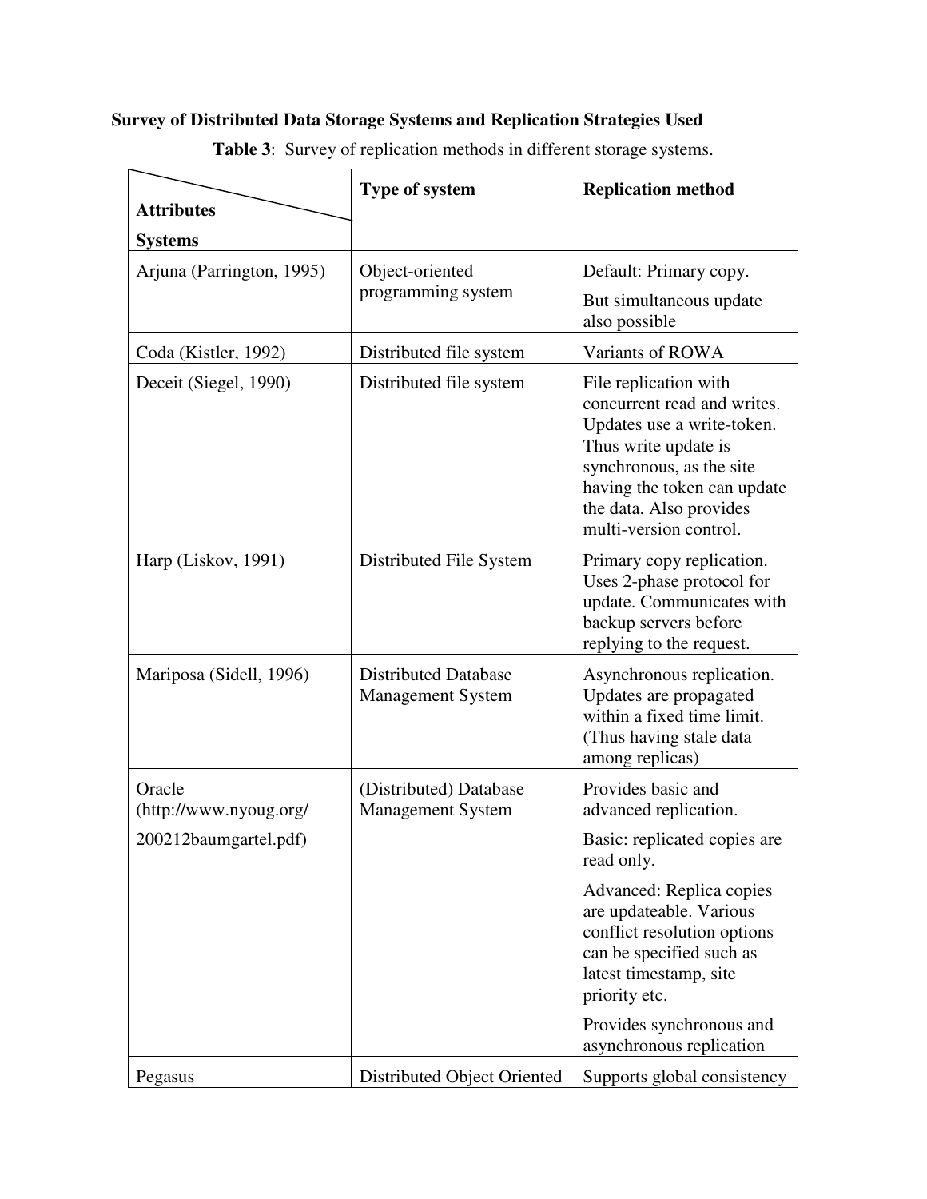**Survey of Distributed Data Storage Systems and Replication Strategies Used**

**Table 3**: Survey of replication methods in different storage systems.

| Attributes / Systems | Type of system | Replication method |
|---|---|---|
| Arjuna (Parrington, 1995) | Object-oriented programming system | Default: Primary copy. But simultaneous update also possible |
| Coda (Kistler, 1992) | Distributed file system | Variants of ROWA |
| Deceit (Siegel, 1990) | Distributed file system | File replication with concurrent read and writes. Updates use a write-token. Thus write update is synchronous, as the site having the token can update the data. Also provides multi-version control. |
| Harp (Liskov, 1991) | Distributed File System | Primary copy replication. Uses 2-phase protocol for update. Communicates with backup servers before replying to the request. |
| Mariposa (Sidell, 1996) | Distributed Database Management System | Asynchronous replication. Updates are propagated within a fixed time limit. (Thus having stale data among replicas) |
| Oracle (http://www.nyoug.org/200212baumgartel.pdf) | (Distributed) Database Management System | Provides basic and advanced replication. Basic: replicated copies are read only. Advanced: Replica copies are updateable. Various conflict resolution options can be specified such as latest timestamp, site priority etc. Provides synchronous and asynchronous replication |
| Pegasus | Distributed Object Oriented | Supports global consistency |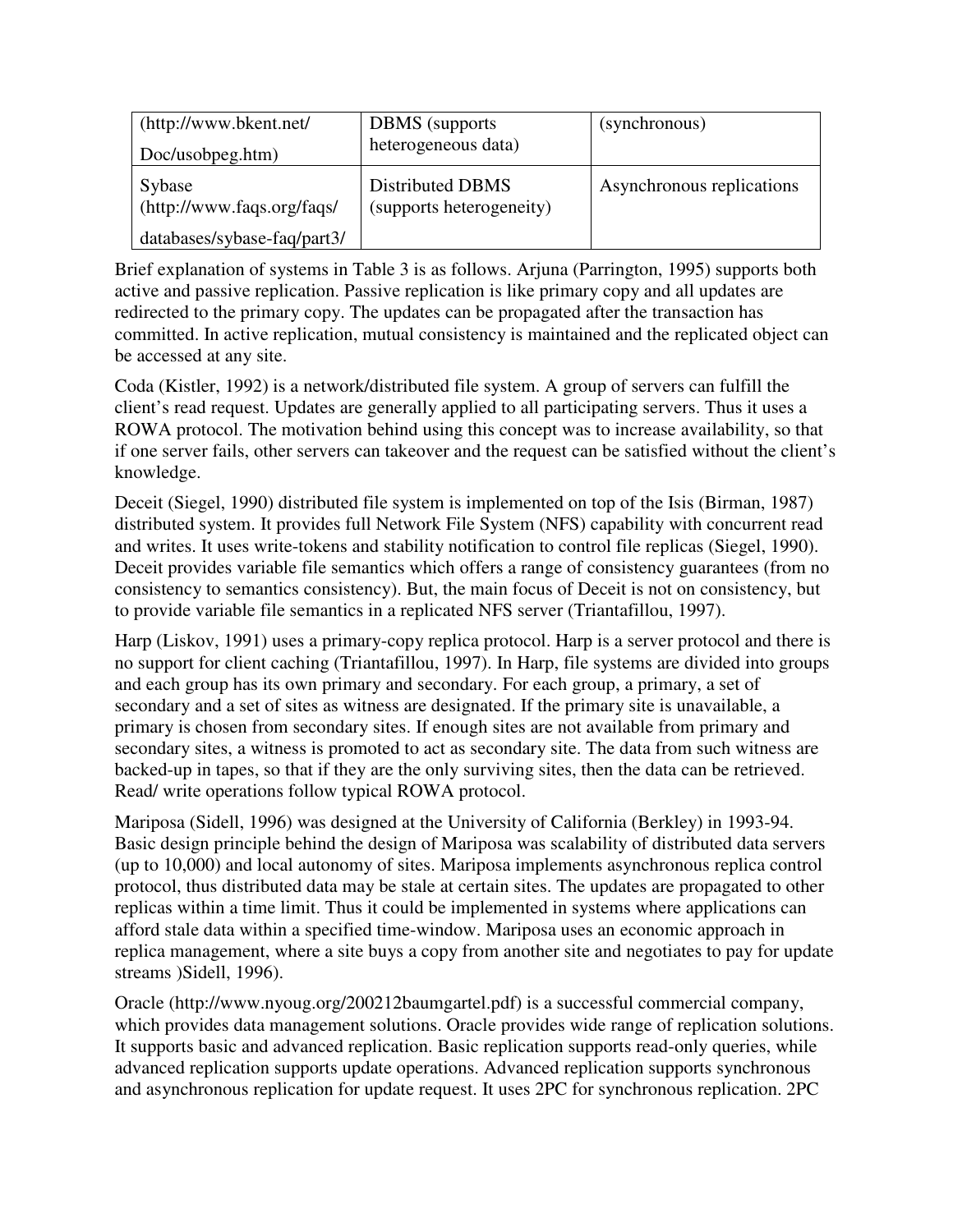| (http://www.bkent.net/ Doc/usobpeg.htm) | DBMS (supports heterogeneous data) | (synchronous) |
|---|---|---|
| Sybase (http://www.faqs.org/faqs/ databases/sybase-faq/part3/ | Distributed DBMS (supports heterogeneity) | Asynchronous replications |

Brief explanation of systems in Table 3 is as follows. Arjuna (Parrington, 1995) supports both active and passive replication. Passive replication is like primary copy and all updates are redirected to the primary copy. The updates can be propagated after the transaction has committed. In active replication, mutual consistency is maintained and the replicated object can be accessed at any site.

Coda (Kistler, 1992) is a network/distributed file system. A group of servers can fulfill the client's read request. Updates are generally applied to all participating servers. Thus it uses a ROWA protocol. The motivation behind using this concept was to increase availability, so that if one server fails, other servers can takeover and the request can be satisfied without the client's knowledge.

Deceit (Siegel, 1990) distributed file system is implemented on top of the Isis (Birman, 1987) distributed system. It provides full Network File System (NFS) capability with concurrent read and writes. It uses write-tokens and stability notification to control file replicas (Siegel, 1990). Deceit provides variable file semantics which offers a range of consistency guarantees (from no consistency to semantics consistency). But, the main focus of Deceit is not on consistency, but to provide variable file semantics in a replicated NFS server (Triantafillou, 1997).

Harp (Liskov, 1991) uses a primary-copy replica protocol. Harp is a server protocol and there is no support for client caching (Triantafillou, 1997). In Harp, file systems are divided into groups and each group has its own primary and secondary. For each group, a primary, a set of secondary and a set of sites as witness are designated. If the primary site is unavailable, a primary is chosen from secondary sites. If enough sites are not available from primary and secondary sites, a witness is promoted to act as secondary site. The data from such witness are backed-up in tapes, so that if they are the only surviving sites, then the data can be retrieved. Read/ write operations follow typical ROWA protocol.

Mariposa (Sidell, 1996) was designed at the University of California (Berkley) in 1993-94. Basic design principle behind the design of Mariposa was scalability of distributed data servers (up to 10,000) and local autonomy of sites. Mariposa implements asynchronous replica control protocol, thus distributed data may be stale at certain sites. The updates are propagated to other replicas within a time limit. Thus it could be implemented in systems where applications can afford stale data within a specified time-window. Mariposa uses an economic approach in replica management, where a site buys a copy from another site and negotiates to pay for update streams )Sidell, 1996).

Oracle (http://www.nyoug.org/200212baumgartel.pdf) is a successful commercial company, which provides data management solutions. Oracle provides wide range of replication solutions. It supports basic and advanced replication. Basic replication supports read-only queries, while advanced replication supports update operations. Advanced replication supports synchronous and asynchronous replication for update request. It uses 2PC for synchronous replication. 2PC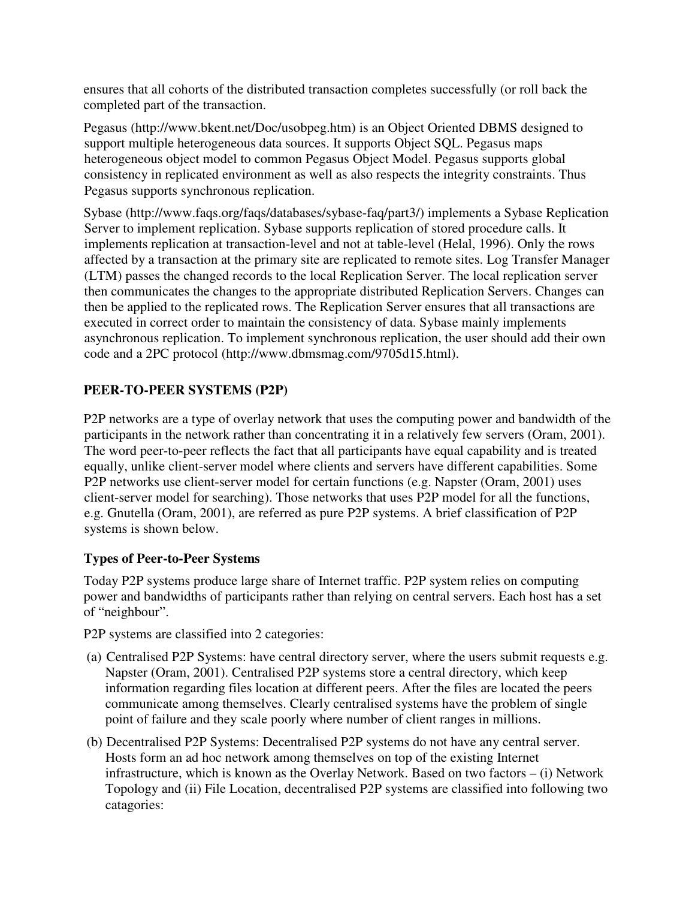ensures that all cohorts of the distributed transaction completes successfully (or roll back the completed part of the transaction.

Pegasus (http://www.bkent.net/Doc/usobpeg.htm) is an Object Oriented DBMS designed to support multiple heterogeneous data sources. It supports Object SQL. Pegasus maps heterogeneous object model to common Pegasus Object Model. Pegasus supports global consistency in replicated environment as well as also respects the integrity constraints. Thus Pegasus supports synchronous replication.

Sybase (http://www.faqs.org/faqs/databases/sybase-faq/part3/) implements a Sybase Replication Server to implement replication. Sybase supports replication of stored procedure calls. It implements replication at transaction-level and not at table-level (Helal, 1996). Only the rows affected by a transaction at the primary site are replicated to remote sites. Log Transfer Manager (LTM) passes the changed records to the local Replication Server. The local replication server then communicates the changes to the appropriate distributed Replication Servers. Changes can then be applied to the replicated rows. The Replication Server ensures that all transactions are executed in correct order to maintain the consistency of data. Sybase mainly implements asynchronous replication. To implement synchronous replication, the user should add their own code and a 2PC protocol (http://www.dbmsmag.com/9705d15.html).

## PEER-TO-PEER SYSTEMS (P2P)

P2P networks are a type of overlay network that uses the computing power and bandwidth of the participants in the network rather than concentrating it in a relatively few servers (Oram, 2001). The word peer-to-peer reflects the fact that all participants have equal capability and is treated equally, unlike client-server model where clients and servers have different capabilities. Some P2P networks use client-server model for certain functions (e.g. Napster (Oram, 2001) uses client-server model for searching). Those networks that uses P2P model for all the functions, e.g. Gnutella (Oram, 2001), are referred as pure P2P systems. A brief classification of P2P systems is shown below.

### Types of Peer-to-Peer Systems

Today P2P systems produce large share of Internet traffic. P2P system relies on computing power and bandwidths of participants rather than relying on central servers. Each host has a set of "neighbour".

P2P systems are classified into 2 categories:

(a) Centralised P2P Systems: have central directory server, where the users submit requests e.g. Napster (Oram, 2001). Centralised P2P systems store a central directory, which keep information regarding files location at different peers. After the files are located the peers communicate among themselves. Clearly centralised systems have the problem of single point of failure and they scale poorly where number of client ranges in millions.

(b) Decentralised P2P Systems: Decentralised P2P systems do not have any central server. Hosts form an ad hoc network among themselves on top of the existing Internet infrastructure, which is known as the Overlay Network. Based on two factors – (i) Network Topology and (ii) File Location, decentralised P2P systems are classified into following two catagories: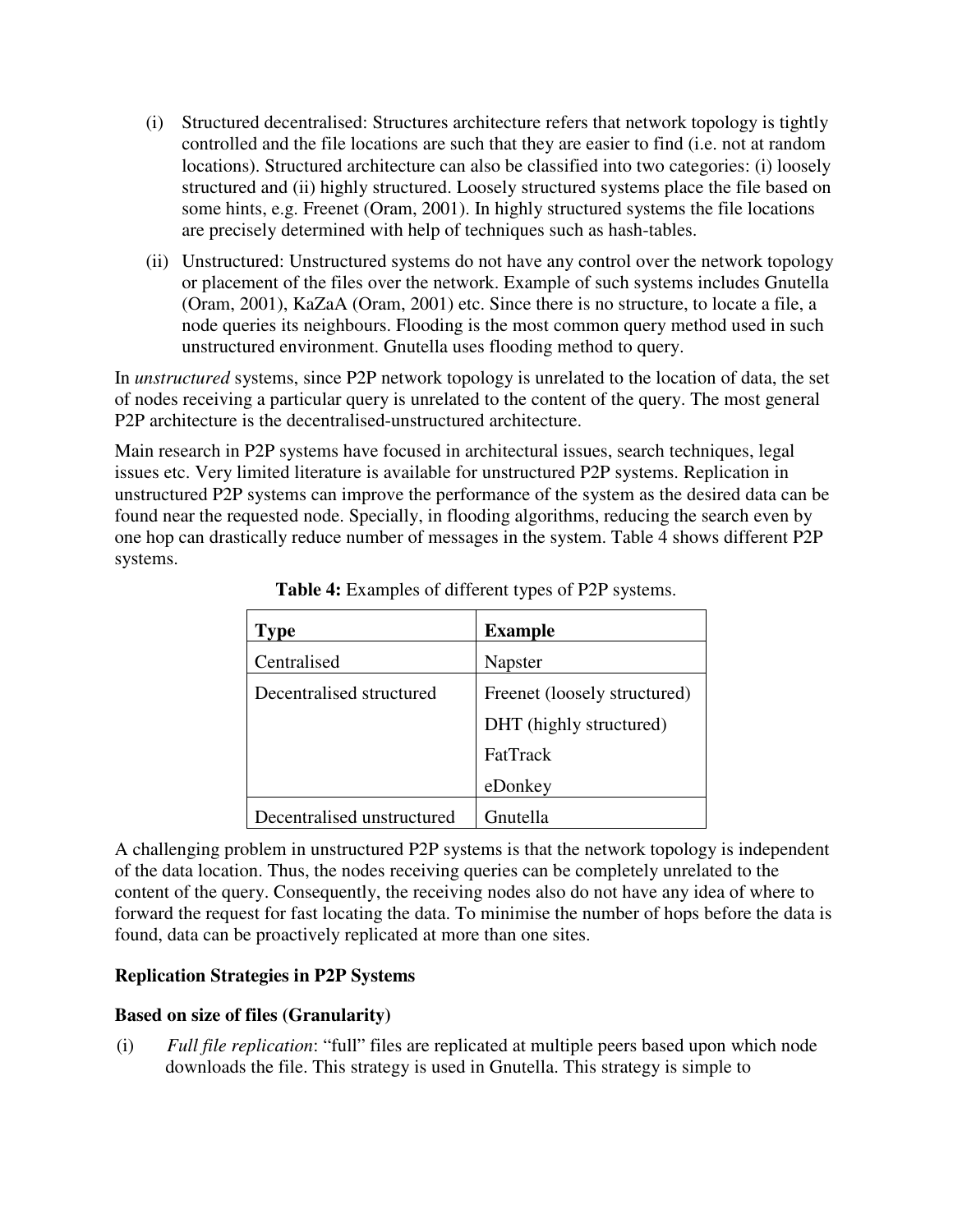(i) Structured decentralised: Structures architecture refers that network topology is tightly controlled and the file locations are such that they are easier to find (i.e. not at random locations). Structured architecture can also be classified into two categories: (i) loosely structured and (ii) highly structured. Loosely structured systems place the file based on some hints, e.g. Freenet (Oram, 2001). In highly structured systems the file locations are precisely determined with help of techniques such as hash-tables.

(ii) Unstructured: Unstructured systems do not have any control over the network topology or placement of the files over the network. Example of such systems includes Gnutella (Oram, 2001), KaZaA (Oram, 2001) etc. Since there is no structure, to locate a file, a node queries its neighbours. Flooding is the most common query method used in such unstructured environment. Gnutella uses flooding method to query.

In *unstructured* systems, since P2P network topology is unrelated to the location of data, the set of nodes receiving a particular query is unrelated to the content of the query. The most general P2P architecture is the decentralised-unstructured architecture.

Main research in P2P systems have focused in architectural issues, search techniques, legal issues etc. Very limited literature is available for unstructured P2P systems. Replication in unstructured P2P systems can improve the performance of the system as the desired data can be found near the requested node. Specially, in flooding algorithms, reducing the search even by one hop can drastically reduce number of messages in the system. Table 4 shows different P2P systems.

**Table 4:** Examples of different types of P2P systems.

| **Type** | **Example** |
|---|---|
| Centralised | Napster |
| Decentralised structured | Freenet (loosely structured) |
| | DHT (highly structured) |
| | FatTrack |
| | eDonkey |
| Decentralised unstructured | Gnutella |

A challenging problem in unstructured P2P systems is that the network topology is independent of the data location. Thus, the nodes receiving queries can be completely unrelated to the content of the query. Consequently, the receiving nodes also do not have any idea of where to forward the request for fast locating the data. To minimise the number of hops before the data is found, data can be proactively replicated at more than one sites.

**Replication Strategies in P2P Systems**

**Based on size of files (Granularity)**

(i) *Full file replication*: "full" files are replicated at multiple peers based upon which node downloads the file. This strategy is used in Gnutella. This strategy is simple to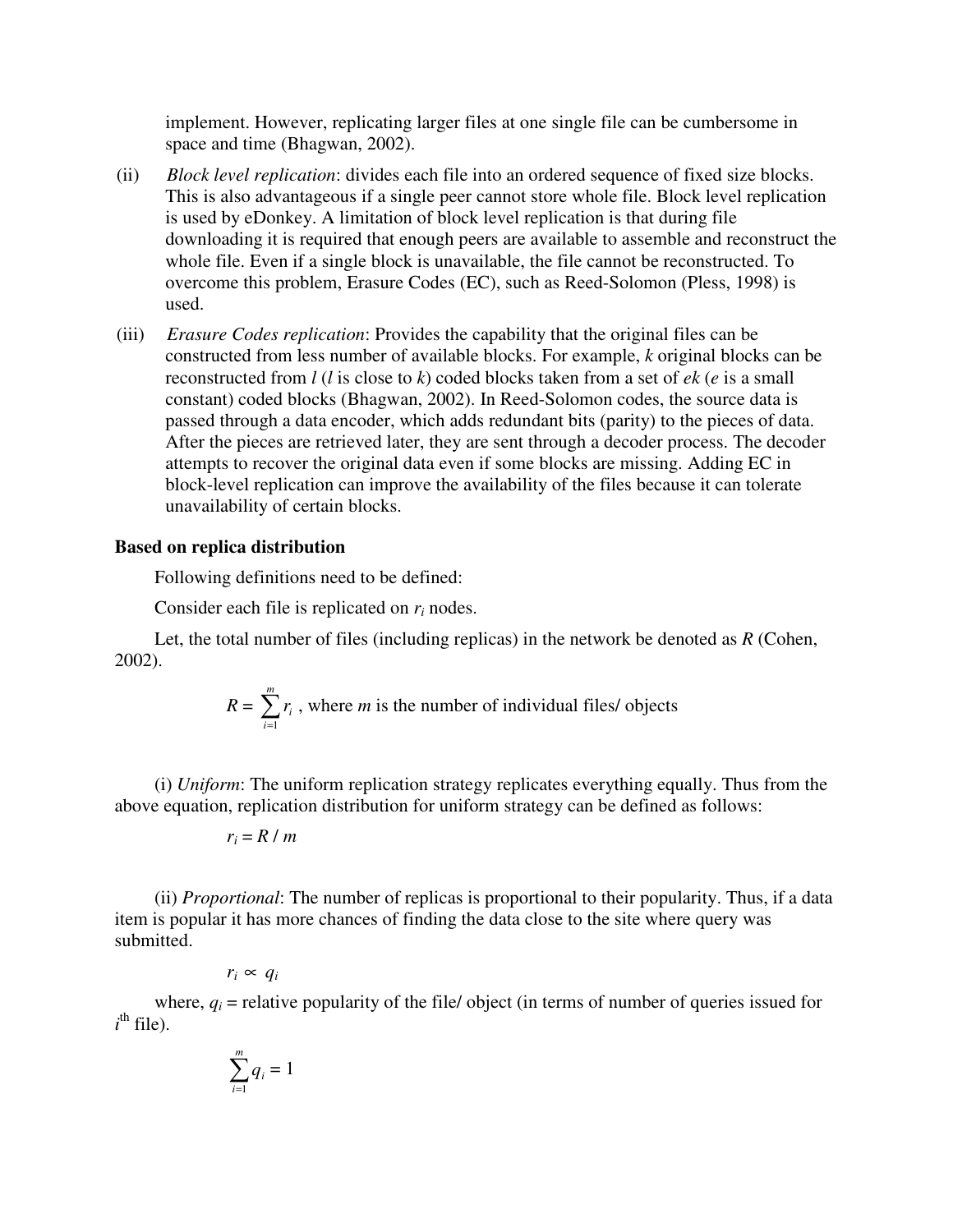implement. However, replicating larger files at one single file can be cumbersome in space and time (Bhagwan, 2002).

(ii) *Block level replication*: divides each file into an ordered sequence of fixed size blocks. This is also advantageous if a single peer cannot store whole file. Block level replication is used by eDonkey. A limitation of block level replication is that during file downloading it is required that enough peers are available to assemble and reconstruct the whole file. Even if a single block is unavailable, the file cannot be reconstructed. To overcome this problem, Erasure Codes (EC), such as Reed-Solomon (Pless, 1998) is used.

(iii) *Erasure Codes replication*: Provides the capability that the original files can be constructed from less number of available blocks. For example, $k$ original blocks can be reconstructed from $l$ ($l$ is close to $k$) coded blocks taken from a set of $ek$ ($e$ is a small constant) coded blocks (Bhagwan, 2002). In Reed-Solomon codes, the source data is passed through a data encoder, which adds redundant bits (parity) to the pieces of data. After the pieces are retrieved later, they are sent through a decoder process. The decoder attempts to recover the original data even if some blocks are missing. Adding EC in block-level replication can improve the availability of the files because it can tolerate unavailability of certain blocks.

**Based on replica distribution**

Following definitions need to be defined:

Consider each file is replicated on $r_i$ nodes.

Let, the total number of files (including replicas) in the network be denoted as $R$ (Cohen, 2002).

$$R = \sum_{i=1}^{m} r_i \text{ , where } m \text{ is the number of individual files/ objects}$$

(i) *Uniform*: The uniform replication strategy replicates everything equally. Thus from the above equation, replication distribution for uniform strategy can be defined as follows:

$$r_i = R / m$$

(ii) *Proportional*: The number of replicas is proportional to their popularity. Thus, if a data item is popular it has more chances of finding the data close to the site where query was submitted.

$$r_i \propto q_i$$

where, $q_i$ = relative popularity of the file/ object (in terms of number of queries issued for $i^{\text{th}}$ file).

$$\sum_{i=1}^{m} q_i = 1$$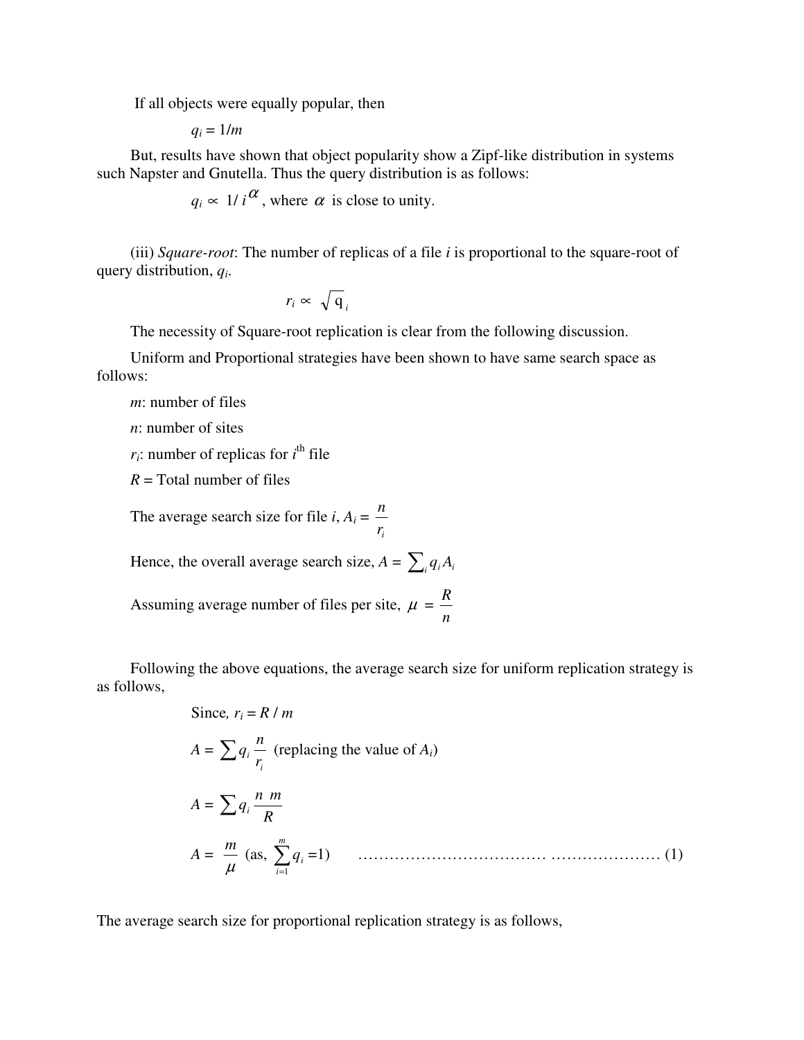If all objects were equally popular, then

$$q_i = 1/m$$

But, results have shown that object popularity show a Zipf-like distribution in systems such Napster and Gnutella. Thus the query distribution is as follows:

$$q_i \propto 1/i^{\alpha}\text{, where } \alpha \text{ is close to unity.}$$

(iii) *Square-root*: The number of replicas of a file $i$ is proportional to the square-root of query distribution, $q_i$.

$$r_i \propto \sqrt{q_i}$$

The necessity of Square-root replication is clear from the following discussion.

Uniform and Proportional strategies have been shown to have same search space as follows:

$m$: number of files

$n$: number of sites

$r_i$: number of replicas for $i^{\text{th}}$ file

$R$ = Total number of files

The average search size for file $i$, $A_i = \dfrac{n}{r_i}$

Hence, the overall average search size, $A = \sum_i q_i A_i$

Assuming average number of files per site, $\mu = \dfrac{R}{n}$

Following the above equations, the average search size for uniform replication strategy is as follows,

Since, $r_i = R / m$

$$A = \sum q_i \frac{n}{r_i} \text{ (replacing the value of } A_i\text{)}$$

$$A = \sum q_i \frac{n\ m}{R}$$

$$A = \frac{m}{\mu} \text{ (as, } \sum_{i=1}^{m} q_i = 1\text{)} \qquad \text{..................................... ...................... (1)}$$

The average search size for proportional replication strategy is as follows,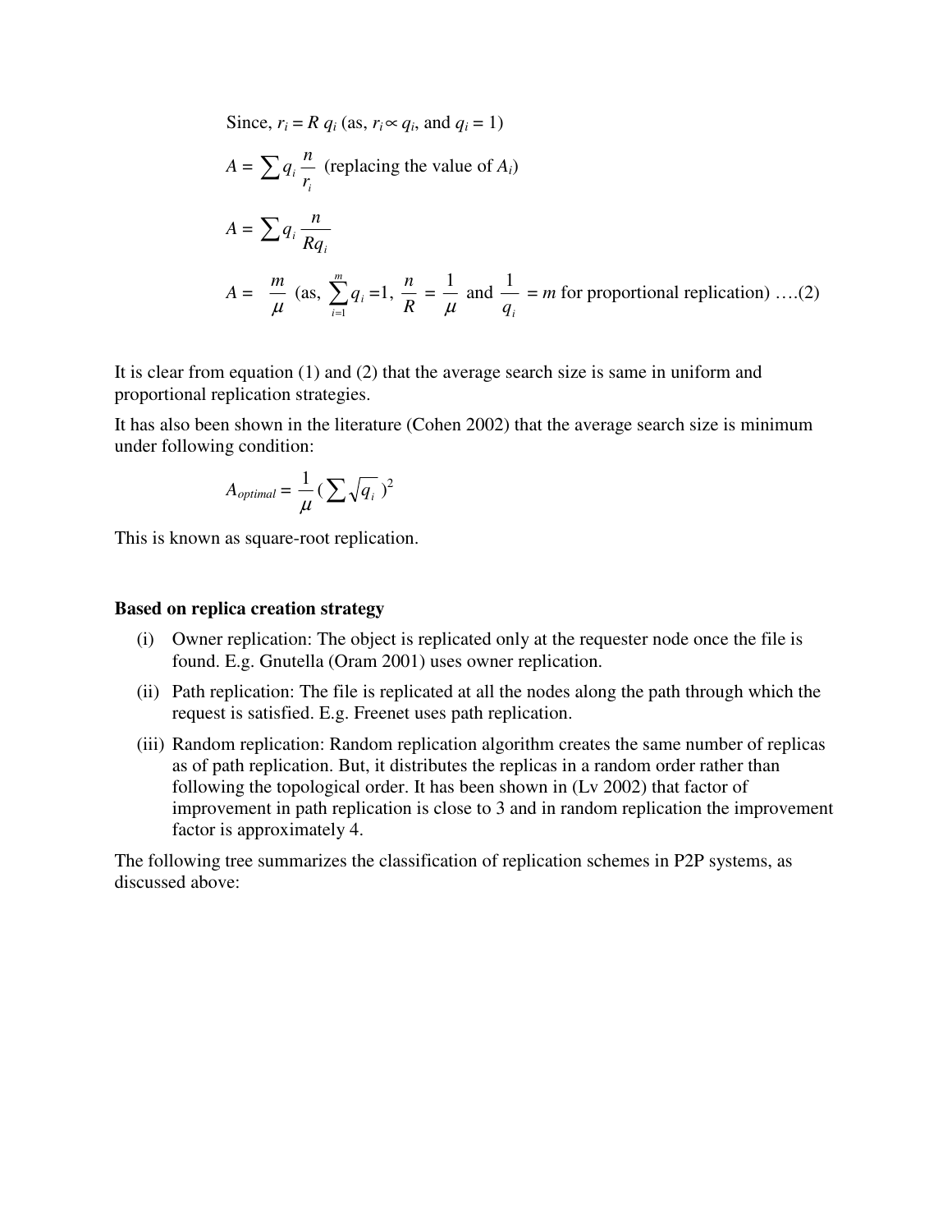Since, $r_i = R\, q_i$ (as, $r_i \propto q_i$, and $q_i = 1$)

$A = \sum q_i \dfrac{n}{r_i}$ (replacing the value of $A_i$)

$A = \sum q_i \dfrac{n}{Rq_i}$

$A = \dfrac{m}{\mu}$ (as, $\sum_{i=1}^{m} q_i = 1$, $\dfrac{n}{R} = \dfrac{1}{\mu}$ and $\dfrac{1}{q_i} = m$ for proportional replication) ….(2)

It is clear from equation (1) and (2) that the average search size is same in uniform and proportional replication strategies.

It has also been shown in the literature (Cohen 2002) that the average search size is minimum under following condition:

$$A_{optimal} = \frac{1}{\mu}\left(\sum \sqrt{q_i}\right)^2$$

This is known as square-root replication.

**Based on replica creation strategy**

(i) Owner replication: The object is replicated only at the requester node once the file is found. E.g. Gnutella (Oram 2001) uses owner replication.

(ii) Path replication: The file is replicated at all the nodes along the path through which the request is satisfied. E.g. Freenet uses path replication.

(iii) Random replication: Random replication algorithm creates the same number of replicas as of path replication. But, it distributes the replicas in a random order rather than following the topological order. It has been shown in (Lv 2002) that factor of improvement in path replication is close to 3 and in random replication the improvement factor is approximately 4.

The following tree summarizes the classification of replication schemes in P2P systems, as discussed above: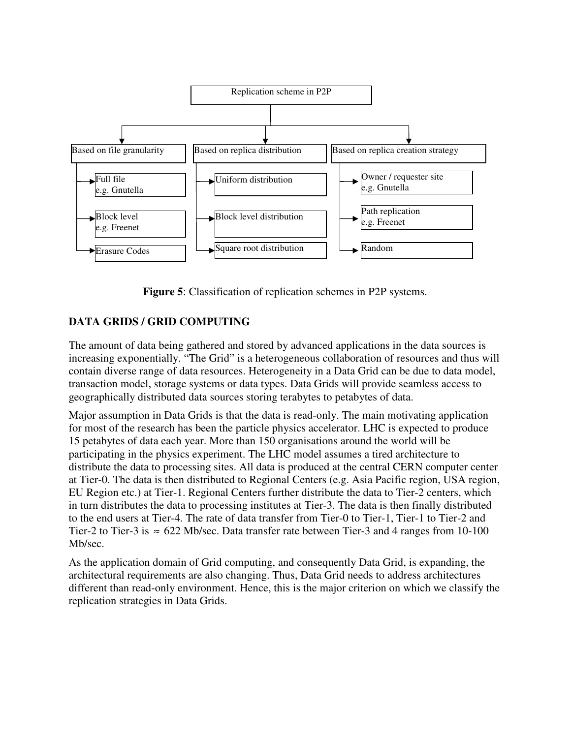Replication scheme in P2P

- Based on file granularity
  - Full file e.g. Gnutella
  - Block level e.g. Freenet
  - Erasure Codes
- Based on replica distribution
  - Uniform distribution
  - Block level distribution
  - Square root distribution
- Based on replica creation strategy
  - Owner / requester site e.g. Gnutella
  - Path replication e.g. Freenet
  - Random

**Figure 5**: Classification of replication schemes in P2P systems.

## DATA GRIDS / GRID COMPUTING

The amount of data being gathered and stored by advanced applications in the data sources is increasing exponentially. "The Grid" is a heterogeneous collaboration of resources and thus will contain diverse range of data resources. Heterogeneity in a Data Grid can be due to data model, transaction model, storage systems or data types. Data Grids will provide seamless access to geographically distributed data sources storing terabytes to petabytes of data.

Major assumption in Data Grids is that the data is read-only. The main motivating application for most of the research has been the particle physics accelerator. LHC is expected to produce 15 petabytes of data each year. More than 150 organisations around the world will be participating in the physics experiment. The LHC model assumes a tired architecture to distribute the data to processing sites. All data is produced at the central CERN computer center at Tier-0. The data is then distributed to Regional Centers (e.g. Asia Pacific region, USA region, EU Region etc.) at Tier-1. Regional Centers further distribute the data to Tier-2 centers, which in turn distributes the data to processing institutes at Tier-3. The data is then finally distributed to the end users at Tier-4. The rate of data transfer from Tier-0 to Tier-1, Tier-1 to Tier-2 and Tier-2 to Tier-3 is $\approx$ 622 Mb/sec. Data transfer rate between Tier-3 and 4 ranges from 10-100 Mb/sec.

As the application domain of Grid computing, and consequently Data Grid, is expanding, the architectural requirements are also changing. Thus, Data Grid needs to address architectures different than read-only environment. Hence, this is the major criterion on which we classify the replication strategies in Data Grids.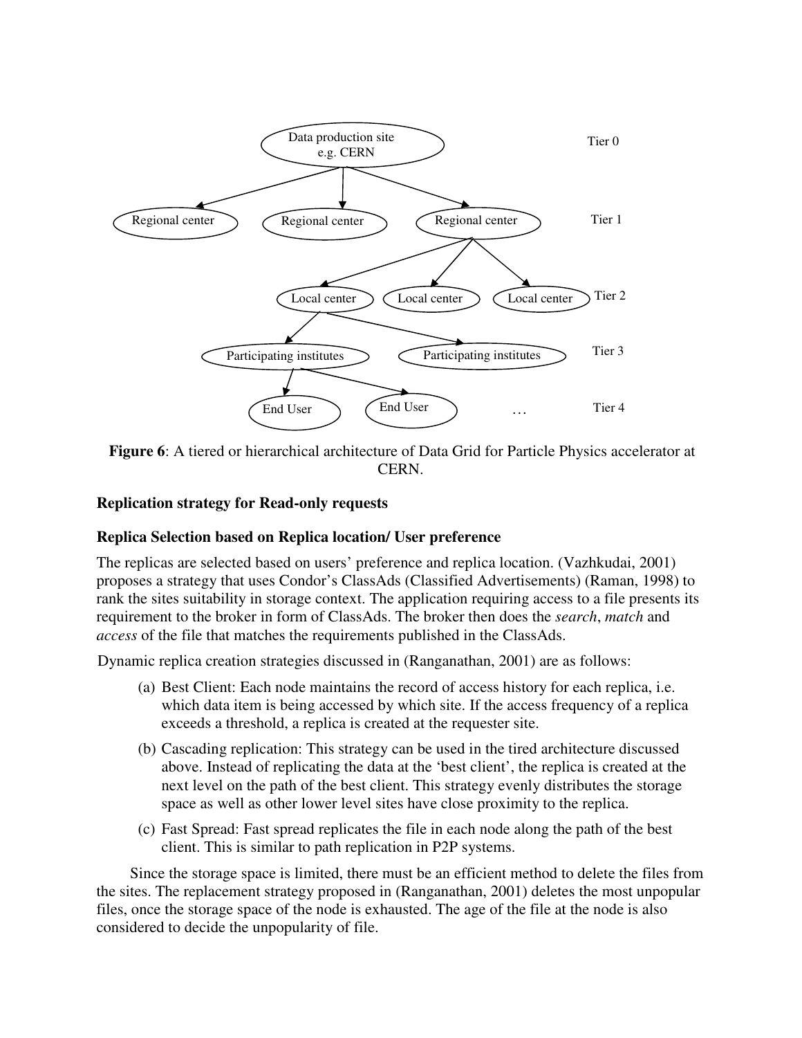**Figure 6**: A tiered or hierarchical architecture of Data Grid for Particle Physics accelerator at CERN.

### Replication strategy for Read-only requests

### Replica Selection based on Replica location/ User preference

The replicas are selected based on users' preference and replica location. (Vazhkudai, 2001) proposes a strategy that uses Condor's ClassAds (Classified Advertisements) (Raman, 1998) to rank the sites suitability in storage context. The application requiring access to a file presents its requirement to the broker in form of ClassAds. The broker then does the *search*, *match* and *access* of the file that matches the requirements published in the ClassAds.

Dynamic replica creation strategies discussed in (Ranganathan, 2001) are as follows:

(a) Best Client: Each node maintains the record of access history for each replica, i.e. which data item is being accessed by which site. If the access frequency of a replica exceeds a threshold, a replica is created at the requester site.

(b) Cascading replication: This strategy can be used in the tired architecture discussed above. Instead of replicating the data at the 'best client', the replica is created at the next level on the path of the best client. This strategy evenly distributes the storage space as well as other lower level sites have close proximity to the replica.

(c) Fast Spread: Fast spread replicates the file in each node along the path of the best client. This is similar to path replication in P2P systems.

Since the storage space is limited, there must be an efficient method to delete the files from the sites. The replacement strategy proposed in (Ranganathan, 2001) deletes the most unpopular files, once the storage space of the node is exhausted. The age of the file at the node is also considered to decide the unpopularity of file.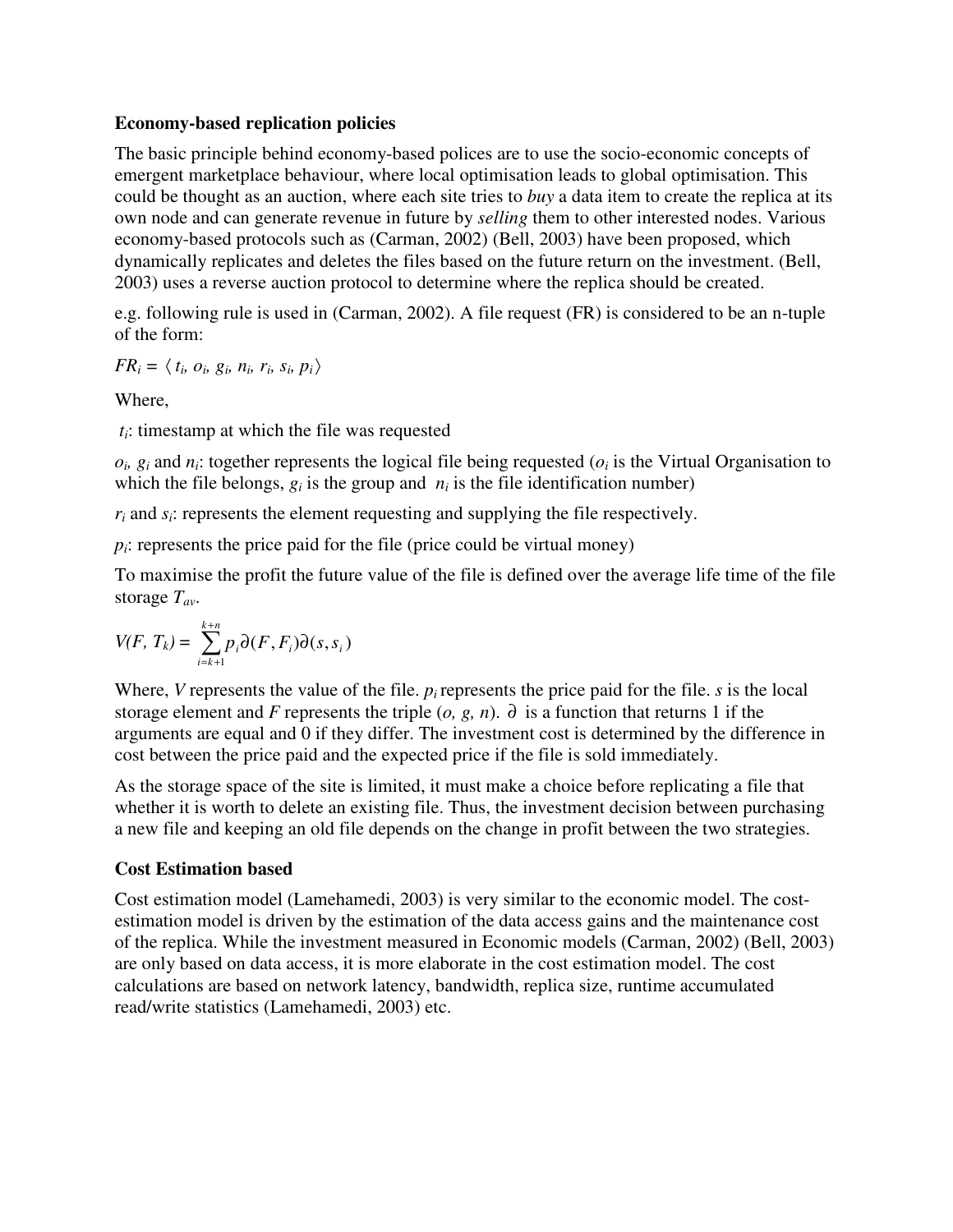**Economy-based replication policies**

The basic principle behind economy-based polices are to use the socio-economic concepts of emergent marketplace behaviour, where local optimisation leads to global optimisation. This could be thought as an auction, where each site tries to *buy* a data item to create the replica at its own node and can generate revenue in future by *selling* them to other interested nodes. Various economy-based protocols such as (Carman, 2002) (Bell, 2003) have been proposed, which dynamically replicates and deletes the files based on the future return on the investment. (Bell, 2003) uses a reverse auction protocol to determine where the replica should be created.

e.g. following rule is used in (Carman, 2002). A file request (FR) is considered to be an n-tuple of the form:

$FR_i = \langle t_i, o_i, g_i, n_i, r_i, s_i, p_i \rangle$

Where,

$t_i$: timestamp at which the file was requested

$o_i$, $g_i$ and $n_i$: together represents the logical file being requested ($o_i$ is the Virtual Organisation to which the file belongs, $g_i$ is the group and $n_i$ is the file identification number)

$r_i$ and $s_i$: represents the element requesting and supplying the file respectively.

$p_i$: represents the price paid for the file (price could be virtual money)

To maximise the profit the future value of the file is defined over the average life time of the file storage $T_{av}$.

$$V(F, T_k) = \sum_{i=k+1}^{k+n} p_i \partial(F, F_i) \partial(s, s_i)$$

Where, $V$ represents the value of the file. $p_i$ represents the price paid for the file. $s$ is the local storage element and $F$ represents the triple $(o, g, n)$. $\partial$ is a function that returns 1 if the arguments are equal and 0 if they differ. The investment cost is determined by the difference in cost between the price paid and the expected price if the file is sold immediately.

As the storage space of the site is limited, it must make a choice before replicating a file that whether it is worth to delete an existing file. Thus, the investment decision between purchasing a new file and keeping an old file depends on the change in profit between the two strategies.

**Cost Estimation based**

Cost estimation model (Lamehamedi, 2003) is very similar to the economic model. The cost-estimation model is driven by the estimation of the data access gains and the maintenance cost of the replica. While the investment measured in Economic models (Carman, 2002) (Bell, 2003) are only based on data access, it is more elaborate in the cost estimation model. The cost calculations are based on network latency, bandwidth, replica size, runtime accumulated read/write statistics (Lamehamedi, 2003) etc.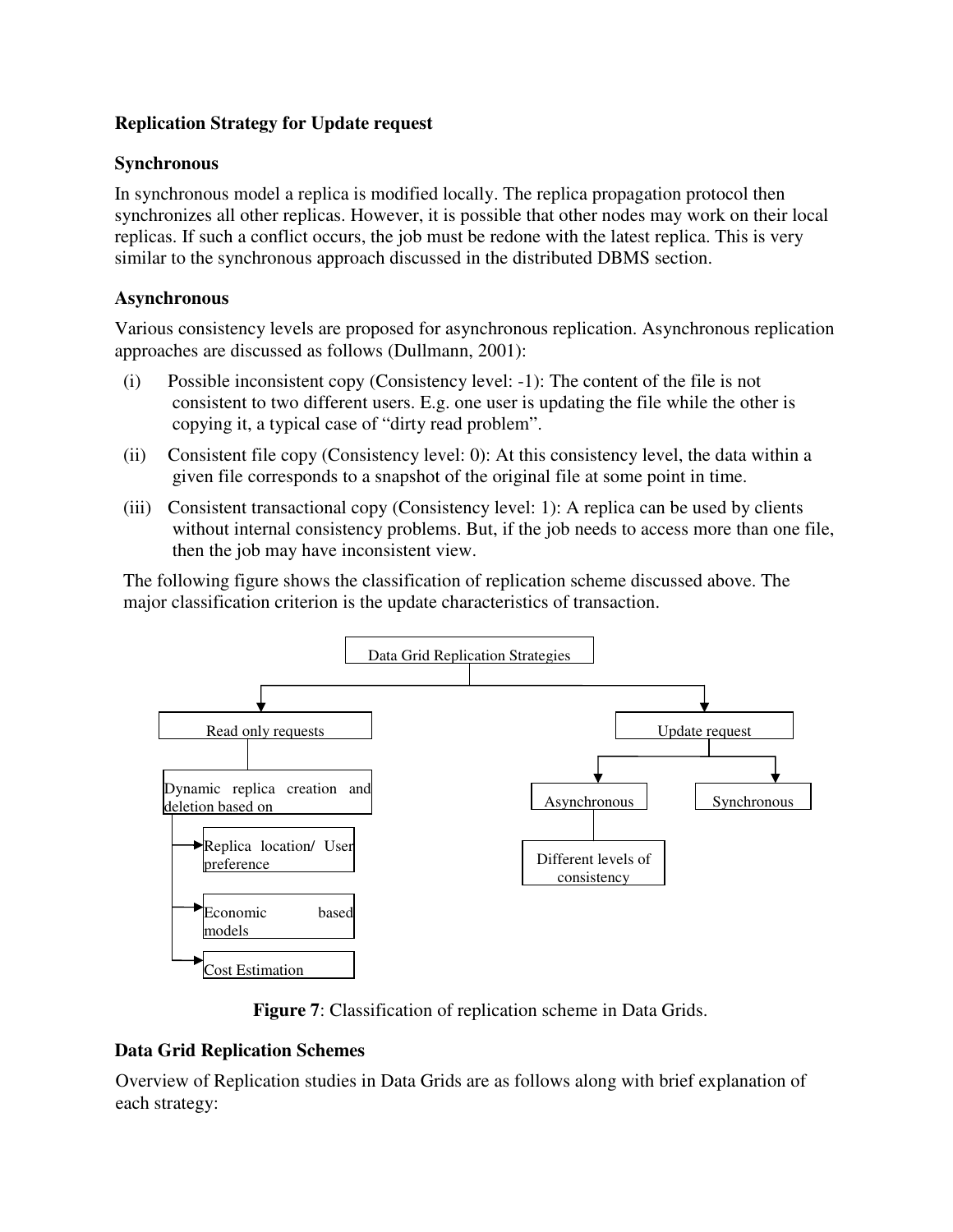### Replication Strategy for Update request

#### Synchronous

In synchronous model a replica is modified locally. The replica propagation protocol then synchronizes all other replicas. However, it is possible that other nodes may work on their local replicas. If such a conflict occurs, the job must be redone with the latest replica. This is very similar to the synchronous approach discussed in the distributed DBMS section.

#### Asynchronous

Various consistency levels are proposed for asynchronous replication. Asynchronous replication approaches are discussed as follows (Dullmann, 2001):

(i) Possible inconsistent copy (Consistency level: -1): The content of the file is not consistent to two different users. E.g. one user is updating the file while the other is copying it, a typical case of "dirty read problem".

(ii) Consistent file copy (Consistency level: 0): At this consistency level, the data within a given file corresponds to a snapshot of the original file at some point in time.

(iii) Consistent transactional copy (Consistency level: 1): A replica can be used by clients without internal consistency problems. But, if the job needs to access more than one file, then the job may have inconsistent view.

The following figure shows the classification of replication scheme discussed above. The major classification criterion is the update characteristics of transaction.

```
Data Grid Replication Strategies
├── Read only requests
│   └── Dynamic replica creation and deletion based on
│       ├── Replica location/ User preference
│       ├── Economic based models
│       └── Cost Estimation
└── Update request
    ├── Asynchronous
    │   └── Different levels of consistency
    └── Synchronous
```

**Figure 7**: Classification of replication scheme in Data Grids.

### Data Grid Replication Schemes

Overview of Replication studies in Data Grids are as follows along with brief explanation of each strategy: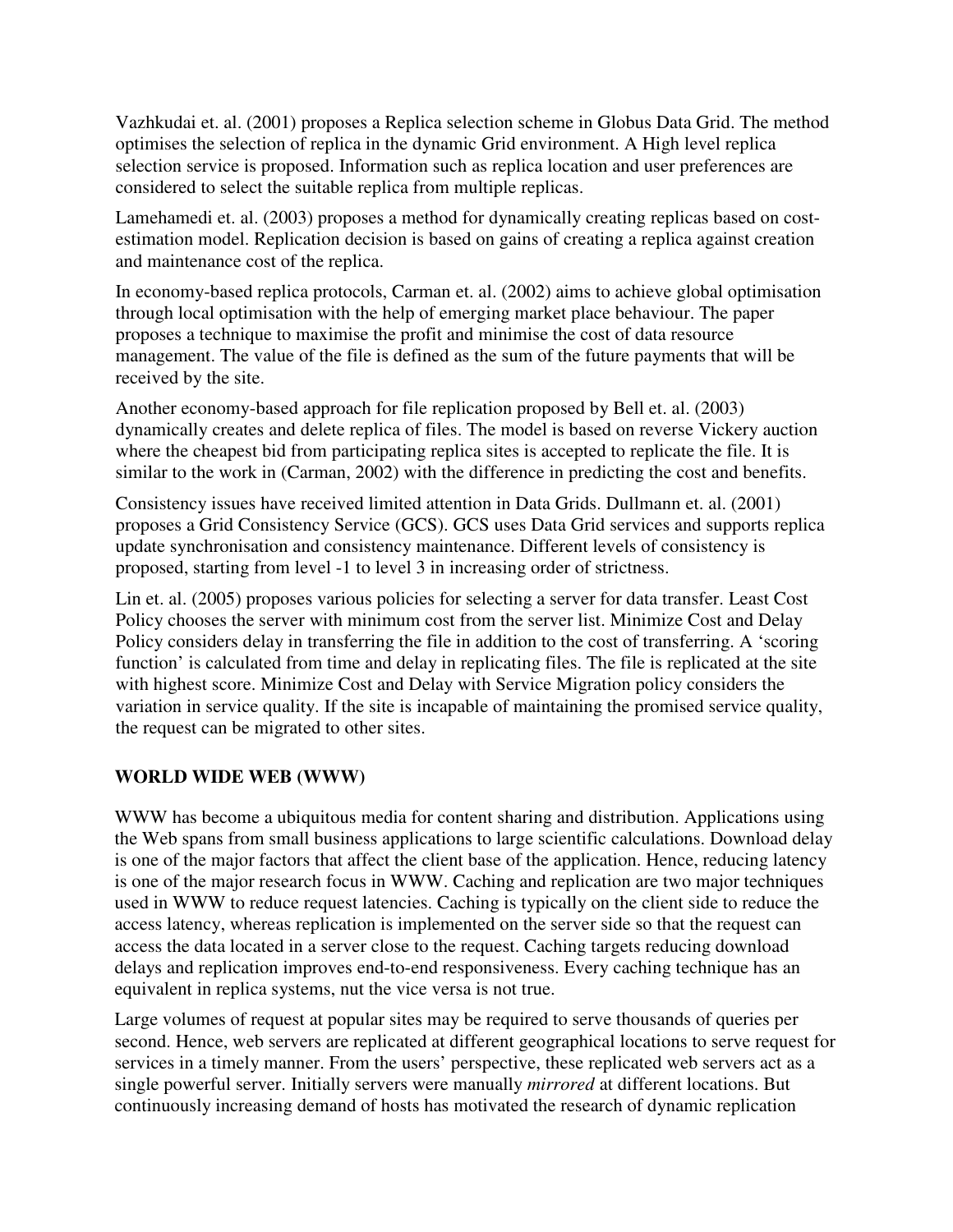Vazhkudai et. al. (2001) proposes a Replica selection scheme in Globus Data Grid. The method optimises the selection of replica in the dynamic Grid environment. A High level replica selection service is proposed. Information such as replica location and user preferences are considered to select the suitable replica from multiple replicas.

Lamehamedi et. al. (2003) proposes a method for dynamically creating replicas based on cost-estimation model. Replication decision is based on gains of creating a replica against creation and maintenance cost of the replica.

In economy-based replica protocols, Carman et. al. (2002) aims to achieve global optimisation through local optimisation with the help of emerging market place behaviour. The paper proposes a technique to maximise the profit and minimise the cost of data resource management. The value of the file is defined as the sum of the future payments that will be received by the site.

Another economy-based approach for file replication proposed by Bell et. al. (2003) dynamically creates and delete replica of files. The model is based on reverse Vickery auction where the cheapest bid from participating replica sites is accepted to replicate the file. It is similar to the work in (Carman, 2002) with the difference in predicting the cost and benefits.

Consistency issues have received limited attention in Data Grids. Dullmann et. al. (2001) proposes a Grid Consistency Service (GCS). GCS uses Data Grid services and supports replica update synchronisation and consistency maintenance. Different levels of consistency is proposed, starting from level -1 to level 3 in increasing order of strictness.

Lin et. al. (2005) proposes various policies for selecting a server for data transfer. Least Cost Policy chooses the server with minimum cost from the server list. Minimize Cost and Delay Policy considers delay in transferring the file in addition to the cost of transferring. A 'scoring function' is calculated from time and delay in replicating files. The file is replicated at the site with highest score. Minimize Cost and Delay with Service Migration policy considers the variation in service quality. If the site is incapable of maintaining the promised service quality, the request can be migrated to other sites.

## WORLD WIDE WEB (WWW)

WWW has become a ubiquitous media for content sharing and distribution. Applications using the Web spans from small business applications to large scientific calculations. Download delay is one of the major factors that affect the client base of the application. Hence, reducing latency is one of the major research focus in WWW. Caching and replication are two major techniques used in WWW to reduce request latencies. Caching is typically on the client side to reduce the access latency, whereas replication is implemented on the server side so that the request can access the data located in a server close to the request. Caching targets reducing download delays and replication improves end-to-end responsiveness. Every caching technique has an equivalent in replica systems, nut the vice versa is not true.

Large volumes of request at popular sites may be required to serve thousands of queries per second. Hence, web servers are replicated at different geographical locations to serve request for services in a timely manner. From the users' perspective, these replicated web servers act as a single powerful server. Initially servers were manually *mirrored* at different locations. But continuously increasing demand of hosts has motivated the research of dynamic replication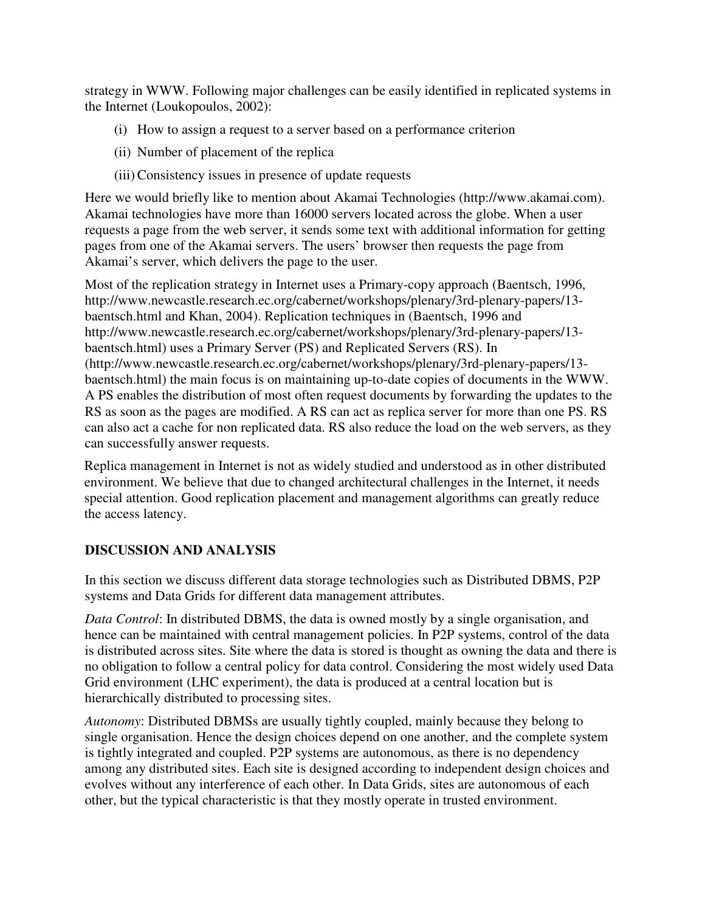strategy in WWW. Following major challenges can be easily identified in replicated systems in the Internet (Loukopoulos, 2002):

(i) How to assign a request to a server based on a performance criterion

(ii) Number of placement of the replica

(iii) Consistency issues in presence of update requests

Here we would briefly like to mention about Akamai Technologies (http://www.akamai.com). Akamai technologies have more than 16000 servers located across the globe. When a user requests a page from the web server, it sends some text with additional information for getting pages from one of the Akamai servers. The users' browser then requests the page from Akamai's server, which delivers the page to the user.

Most of the replication strategy in Internet uses a Primary-copy approach (Baentsch, 1996, http://www.newcastle.research.ec.org/cabernet/workshops/plenary/3rd-plenary-papers/13-baentsch.html and Khan, 2004). Replication techniques in (Baentsch, 1996 and http://www.newcastle.research.ec.org/cabernet/workshops/plenary/3rd-plenary-papers/13-baentsch.html) uses a Primary Server (PS) and Replicated Servers (RS). In (http://www.newcastle.research.ec.org/cabernet/workshops/plenary/3rd-plenary-papers/13-baentsch.html) the main focus is on maintaining up-to-date copies of documents in the WWW. A PS enables the distribution of most often request documents by forwarding the updates to the RS as soon as the pages are modified. A RS can act as replica server for more than one PS. RS can also act a cache for non replicated data. RS also reduce the load on the web servers, as they can successfully answer requests.

Replica management in Internet is not as widely studied and understood as in other distributed environment. We believe that due to changed architectural challenges in the Internet, it needs special attention. Good replication placement and management algorithms can greatly reduce the access latency.

## DISCUSSION AND ANALYSIS

In this section we discuss different data storage technologies such as Distributed DBMS, P2P systems and Data Grids for different data management attributes.

*Data Control*: In distributed DBMS, the data is owned mostly by a single organisation, and hence can be maintained with central management policies. In P2P systems, control of the data is distributed across sites. Site where the data is stored is thought as owning the data and there is no obligation to follow a central policy for data control. Considering the most widely used Data Grid environment (LHC experiment), the data is produced at a central location but is hierarchically distributed to processing sites.

*Autonomy*: Distributed DBMSs are usually tightly coupled, mainly because they belong to single organisation. Hence the design choices depend on one another, and the complete system is tightly integrated and coupled. P2P systems are autonomous, as there is no dependency among any distributed sites. Each site is designed according to independent design choices and evolves without any interference of each other. In Data Grids, sites are autonomous of each other, but the typical characteristic is that they mostly operate in trusted environment.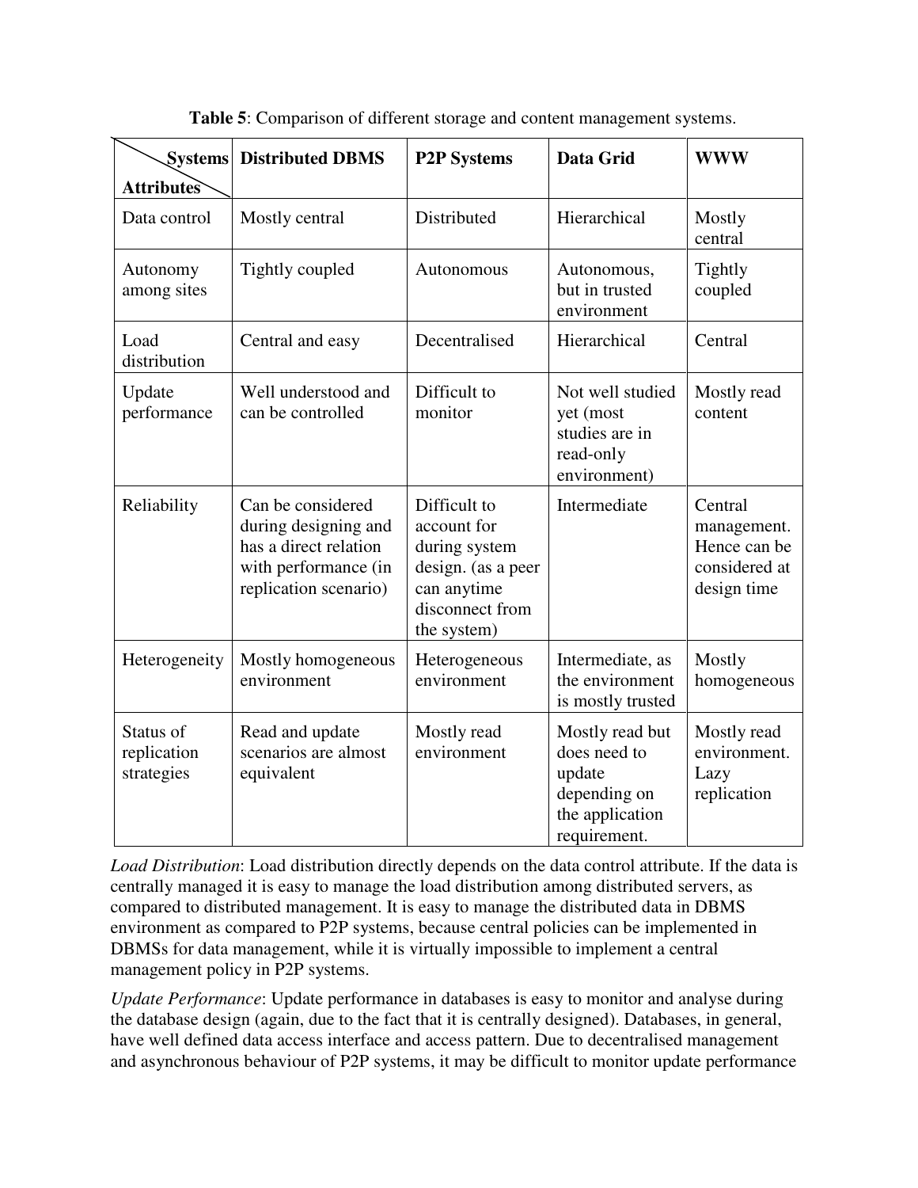**Table 5**: Comparison of different storage and content management systems.

| Systems / Attributes | Distributed DBMS | P2P Systems | Data Grid | WWW |
|---|---|---|---|---|
| Data control | Mostly central | Distributed | Hierarchical | Mostly central |
| Autonomy among sites | Tightly coupled | Autonomous | Autonomous, but in trusted environment | Tightly coupled |
| Load distribution | Central and easy | Decentralised | Hierarchical | Central |
| Update performance | Well understood and can be controlled | Difficult to monitor | Not well studied yet (most studies are in read-only environment) | Mostly read content |
| Reliability | Can be considered during designing and has a direct relation with performance (in replication scenario) | Difficult to account for during system design. (as a peer can anytime disconnect from the system) | Intermediate | Central management. Hence can be considered at design time |
| Heterogeneity | Mostly homogeneous environment | Heterogeneous environment | Intermediate, as the environment is mostly trusted | Mostly homogeneous |
| Status of replication strategies | Read and update scenarios are almost equivalent | Mostly read environment | Mostly read but does need to update depending on the application requirement. | Mostly read environment. Lazy replication |

*Load Distribution*: Load distribution directly depends on the data control attribute. If the data is centrally managed it is easy to manage the load distribution among distributed servers, as compared to distributed management. It is easy to manage the distributed data in DBMS environment as compared to P2P systems, because central policies can be implemented in DBMSs for data management, while it is virtually impossible to implement a central management policy in P2P systems.

*Update Performance*: Update performance in databases is easy to monitor and analyse during the database design (again, due to the fact that it is centrally designed). Databases, in general, have well defined data access interface and access pattern. Due to decentralised management and asynchronous behaviour of P2P systems, it may be difficult to monitor update performance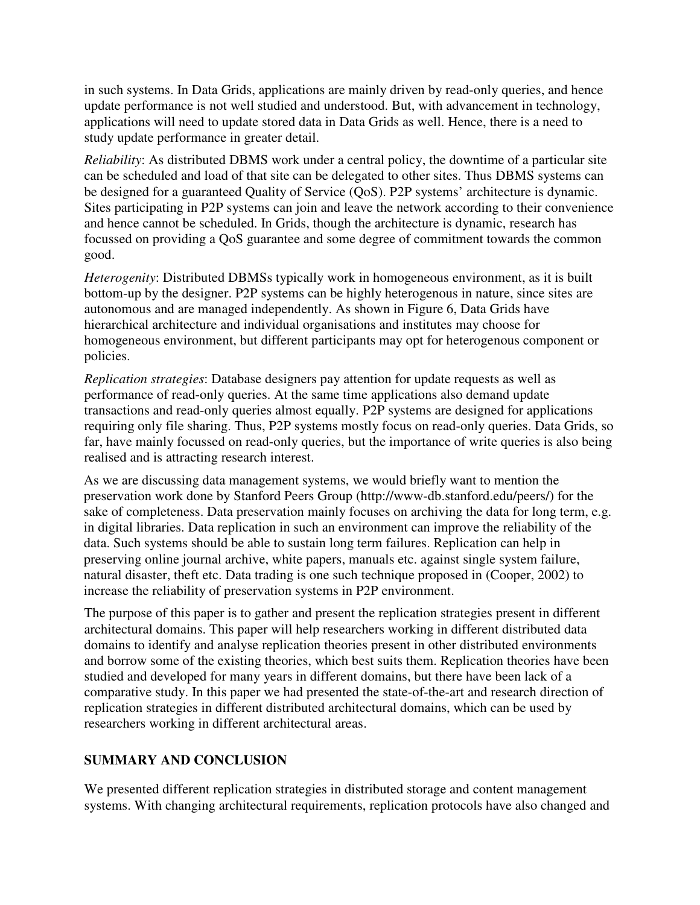in such systems. In Data Grids, applications are mainly driven by read-only queries, and hence update performance is not well studied and understood. But, with advancement in technology, applications will need to update stored data in Data Grids as well. Hence, there is a need to study update performance in greater detail.

*Reliability*: As distributed DBMS work under a central policy, the downtime of a particular site can be scheduled and load of that site can be delegated to other sites. Thus DBMS systems can be designed for a guaranteed Quality of Service (QoS). P2P systems' architecture is dynamic. Sites participating in P2P systems can join and leave the network according to their convenience and hence cannot be scheduled. In Grids, though the architecture is dynamic, research has focussed on providing a QoS guarantee and some degree of commitment towards the common good.

*Heterogenity*: Distributed DBMSs typically work in homogeneous environment, as it is built bottom-up by the designer. P2P systems can be highly heterogenous in nature, since sites are autonomous and are managed independently. As shown in Figure 6, Data Grids have hierarchical architecture and individual organisations and institutes may choose for homogeneous environment, but different participants may opt for heterogenous component or policies.

*Replication strategies*: Database designers pay attention for update requests as well as performance of read-only queries. At the same time applications also demand update transactions and read-only queries almost equally. P2P systems are designed for applications requiring only file sharing. Thus, P2P systems mostly focus on read-only queries. Data Grids, so far, have mainly focussed on read-only queries, but the importance of write queries is also being realised and is attracting research interest.

As we are discussing data management systems, we would briefly want to mention the preservation work done by Stanford Peers Group (http://www-db.stanford.edu/peers/) for the sake of completeness. Data preservation mainly focuses on archiving the data for long term, e.g. in digital libraries. Data replication in such an environment can improve the reliability of the data. Such systems should be able to sustain long term failures. Replication can help in preserving online journal archive, white papers, manuals etc. against single system failure, natural disaster, theft etc. Data trading is one such technique proposed in (Cooper, 2002) to increase the reliability of preservation systems in P2P environment.

The purpose of this paper is to gather and present the replication strategies present in different architectural domains. This paper will help researchers working in different distributed data domains to identify and analyse replication theories present in other distributed environments and borrow some of the existing theories, which best suits them. Replication theories have been studied and developed for many years in different domains, but there have been lack of a comparative study. In this paper we had presented the state-of-the-art and research direction of replication strategies in different distributed architectural domains, which can be used by researchers working in different architectural areas.

## SUMMARY AND CONCLUSION

We presented different replication strategies in distributed storage and content management systems. With changing architectural requirements, replication protocols have also changed and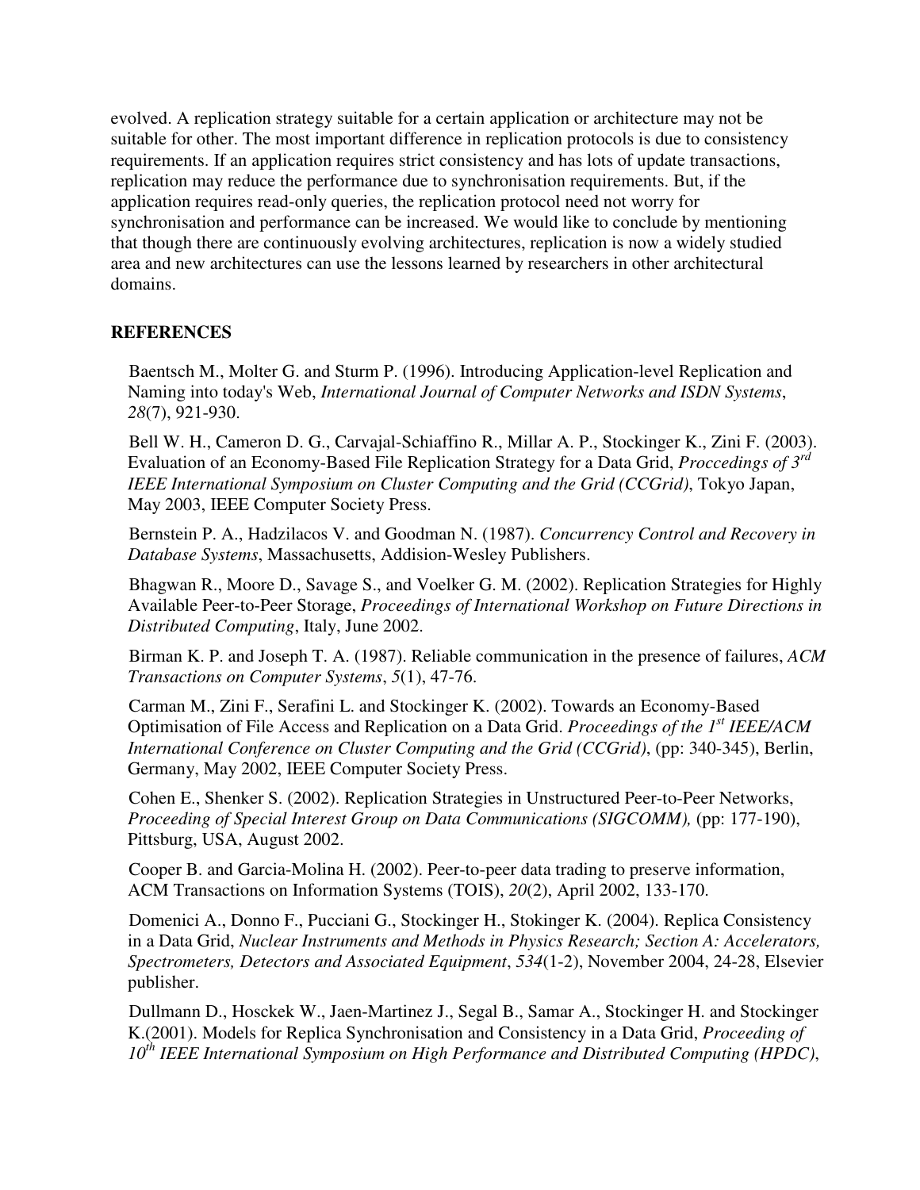evolved. A replication strategy suitable for a certain application or architecture may not be suitable for other. The most important difference in replication protocols is due to consistency requirements. If an application requires strict consistency and has lots of update transactions, replication may reduce the performance due to synchronisation requirements. But, if the application requires read-only queries, the replication protocol need not worry for synchronisation and performance can be increased. We would like to conclude by mentioning that though there are continuously evolving architectures, replication is now a widely studied area and new architectures can use the lessons learned by researchers in other architectural domains.

## REFERENCES

Baentsch M., Molter G. and Sturm P. (1996). Introducing Application-level Replication and Naming into today's Web, *International Journal of Computer Networks and ISDN Systems*, *28*(7), 921-930.

Bell W. H., Cameron D. G., Carvajal-Schiaffino R., Millar A. P., Stockinger K., Zini F. (2003). Evaluation of an Economy-Based File Replication Strategy for a Data Grid, *Proccedings of 3rd IEEE International Symposium on Cluster Computing and the Grid (CCGrid)*, Tokyo Japan, May 2003, IEEE Computer Society Press.

Bernstein P. A., Hadzilacos V. and Goodman N. (1987). *Concurrency Control and Recovery in Database Systems*, Massachusetts, Addision-Wesley Publishers.

Bhagwan R., Moore D., Savage S., and Voelker G. M. (2002). Replication Strategies for Highly Available Peer-to-Peer Storage, *Proceedings of International Workshop on Future Directions in Distributed Computing*, Italy, June 2002.

Birman K. P. and Joseph T. A. (1987). Reliable communication in the presence of failures, *ACM Transactions on Computer Systems*, *5*(1), 47-76.

Carman M., Zini F., Serafini L. and Stockinger K. (2002). Towards an Economy-Based Optimisation of File Access and Replication on a Data Grid. *Proceedings of the 1st IEEE/ACM International Conference on Cluster Computing and the Grid (CCGrid)*, (pp: 340-345), Berlin, Germany, May 2002, IEEE Computer Society Press.

Cohen E., Shenker S. (2002). Replication Strategies in Unstructured Peer-to-Peer Networks, *Proceeding of Special Interest Group on Data Communications (SIGCOMM),* (pp: 177-190), Pittsburg, USA, August 2002.

Cooper B. and Garcia-Molina H. (2002). Peer-to-peer data trading to preserve information, ACM Transactions on Information Systems (TOIS), *20*(2), April 2002, 133-170.

Domenici A., Donno F., Pucciani G., Stockinger H., Stokinger K. (2004). Replica Consistency in a Data Grid, *Nuclear Instruments and Methods in Physics Research; Section A: Accelerators, Spectrometers, Detectors and Associated Equipment*, *534*(1-2), November 2004, 24-28, Elsevier publisher.

Dullmann D., Hosckek W., Jaen-Martinez J., Segal B., Samar A., Stockinger H. and Stockinger K.(2001). Models for Replica Synchronisation and Consistency in a Data Grid, *Proceeding of 10th IEEE International Symposium on High Performance and Distributed Computing (HPDC)*,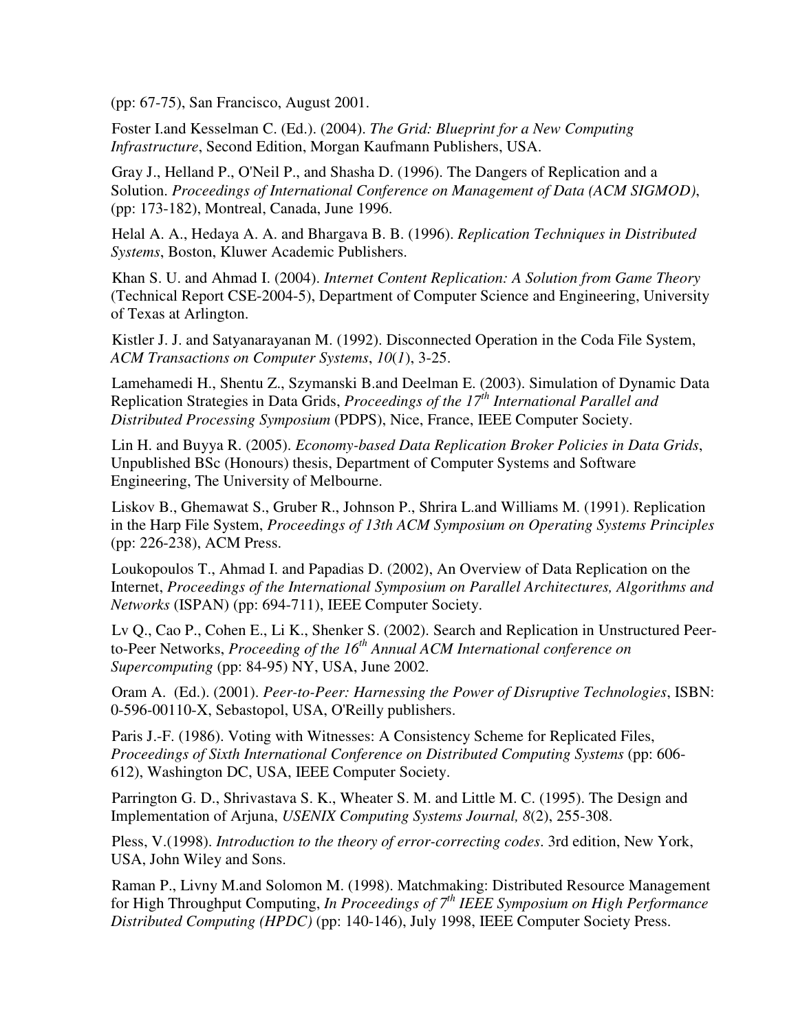(pp: 67-75), San Francisco, August 2001.

Foster I.and Kesselman C. (Ed.). (2004). *The Grid: Blueprint for a New Computing Infrastructure*, Second Edition, Morgan Kaufmann Publishers, USA.

Gray J., Helland P., O'Neil P., and Shasha D. (1996). The Dangers of Replication and a Solution. *Proceedings of International Conference on Management of Data (ACM SIGMOD)*, (pp: 173-182), Montreal, Canada, June 1996.

Helal A. A., Hedaya A. A. and Bhargava B. B. (1996). *Replication Techniques in Distributed Systems*, Boston, Kluwer Academic Publishers.

Khan S. U. and Ahmad I. (2004). *Internet Content Replication: A Solution from Game Theory* (Technical Report CSE-2004-5), Department of Computer Science and Engineering, University of Texas at Arlington.

Kistler J. J. and Satyanarayanan M. (1992). Disconnected Operation in the Coda File System, *ACM Transactions on Computer Systems*, *10*(*1*), 3-25.

Lamehamedi H., Shentu Z., Szymanski B.and Deelman E. (2003). Simulation of Dynamic Data Replication Strategies in Data Grids, *Proceedings of the 17th International Parallel and Distributed Processing Symposium* (PDPS), Nice, France, IEEE Computer Society.

Lin H. and Buyya R. (2005). *Economy-based Data Replication Broker Policies in Data Grids*, Unpublished BSc (Honours) thesis, Department of Computer Systems and Software Engineering, The University of Melbourne.

Liskov B., Ghemawat S., Gruber R., Johnson P., Shrira L.and Williams M. (1991). Replication in the Harp File System, *Proceedings of 13th ACM Symposium on Operating Systems Principles* (pp: 226-238), ACM Press.

Loukopoulos T., Ahmad I. and Papadias D. (2002), An Overview of Data Replication on the Internet, *Proceedings of the International Symposium on Parallel Architectures, Algorithms and Networks* (ISPAN) (pp: 694-711), IEEE Computer Society.

Lv Q., Cao P., Cohen E., Li K., Shenker S. (2002). Search and Replication in Unstructured Peer-to-Peer Networks, *Proceeding of the 16th Annual ACM International conference on Supercomputing* (pp: 84-95) NY, USA, June 2002.

Oram A. (Ed.). (2001). *Peer-to-Peer: Harnessing the Power of Disruptive Technologies*, ISBN: 0-596-00110-X, Sebastopol, USA, O'Reilly publishers.

Paris J.-F. (1986). Voting with Witnesses: A Consistency Scheme for Replicated Files, *Proceedings of Sixth International Conference on Distributed Computing Systems* (pp: 606-612), Washington DC, USA, IEEE Computer Society.

Parrington G. D., Shrivastava S. K., Wheater S. M. and Little M. C. (1995). The Design and Implementation of Arjuna, *USENIX Computing Systems Journal, 8*(2), 255-308.

Pless, V.(1998). *Introduction to the theory of error-correcting codes*. 3rd edition, New York, USA, John Wiley and Sons.

Raman P., Livny M.and Solomon M. (1998). Matchmaking: Distributed Resource Management for High Throughput Computing, *In Proceedings of 7th IEEE Symposium on High Performance Distributed Computing (HPDC)* (pp: 140-146), July 1998, IEEE Computer Society Press.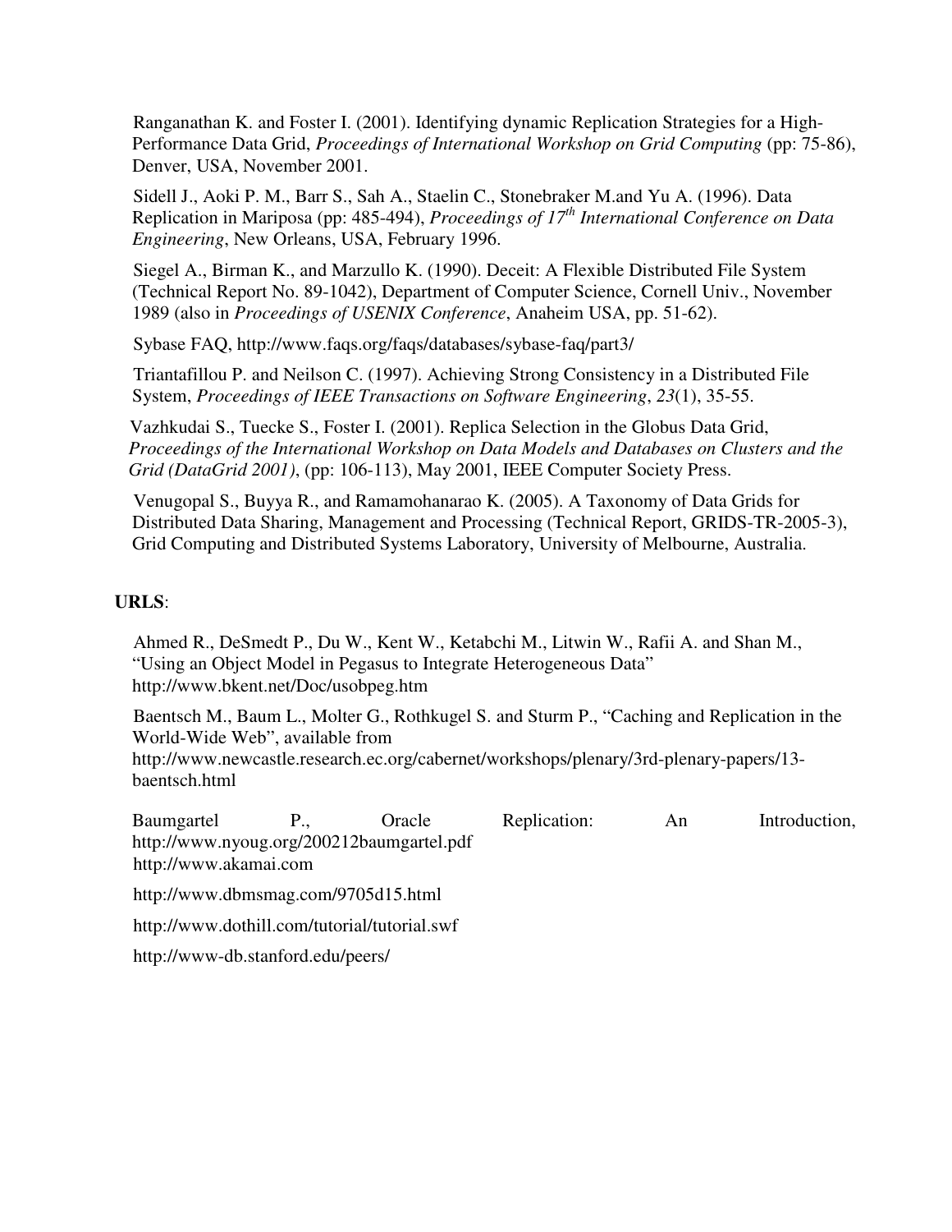Ranganathan K. and Foster I. (2001). Identifying dynamic Replication Strategies for a High-Performance Data Grid, *Proceedings of International Workshop on Grid Computing* (pp: 75-86), Denver, USA, November 2001.

Sidell J., Aoki P. M., Barr S., Sah A., Staelin C., Stonebraker M.and Yu A. (1996). Data Replication in Mariposa (pp: 485-494), *Proceedings of 17th International Conference on Data Engineering*, New Orleans, USA, February 1996.

Siegel A., Birman K., and Marzullo K. (1990). Deceit: A Flexible Distributed File System (Technical Report No. 89-1042), Department of Computer Science, Cornell Univ., November 1989 (also in *Proceedings of USENIX Conference*, Anaheim USA, pp. 51-62).

Sybase FAQ, http://www.faqs.org/faqs/databases/sybase-faq/part3/

Triantafillou P. and Neilson C. (1997). Achieving Strong Consistency in a Distributed File System, *Proceedings of IEEE Transactions on Software Engineering*, *23*(1), 35-55.

Vazhkudai S., Tuecke S., Foster I. (2001). Replica Selection in the Globus Data Grid, *Proceedings of the International Workshop on Data Models and Databases on Clusters and the Grid (DataGrid 2001)*, (pp: 106-113), May 2001, IEEE Computer Society Press.

Venugopal S., Buyya R., and Ramamohanarao K. (2005). A Taxonomy of Data Grids for Distributed Data Sharing, Management and Processing (Technical Report, GRIDS-TR-2005-3), Grid Computing and Distributed Systems Laboratory, University of Melbourne, Australia.

**URLS**:

Ahmed R., DeSmedt P., Du W., Kent W., Ketabchi M., Litwin W., Rafii A. and Shan M., "Using an Object Model in Pegasus to Integrate Heterogeneous Data" http://www.bkent.net/Doc/usobpeg.htm

Baentsch M., Baum L., Molter G., Rothkugel S. and Sturm P., "Caching and Replication in the World-Wide Web", available from http://www.newcastle.research.ec.org/cabernet/workshops/plenary/3rd-plenary-papers/13-baentsch.html

Baumgartel P., Oracle Replication: An Introduction, http://www.nyoug.org/200212baumgartel.pdf

http://www.akamai.com

http://www.dbmsmag.com/9705d15.html

http://www.dothill.com/tutorial/tutorial.swf

http://www-db.stanford.edu/peers/